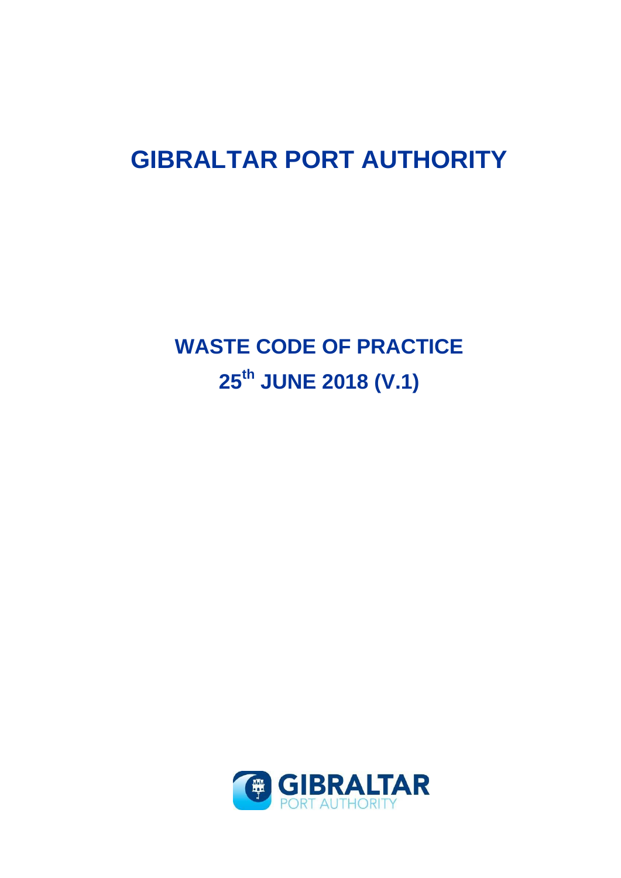# GIBRALTAR PORT AUTHORITY

## WASTE CODE OF PRACTICE

## 25th JUNE 2018 (V.1)

GIBRALTAR PORT AUTHORITY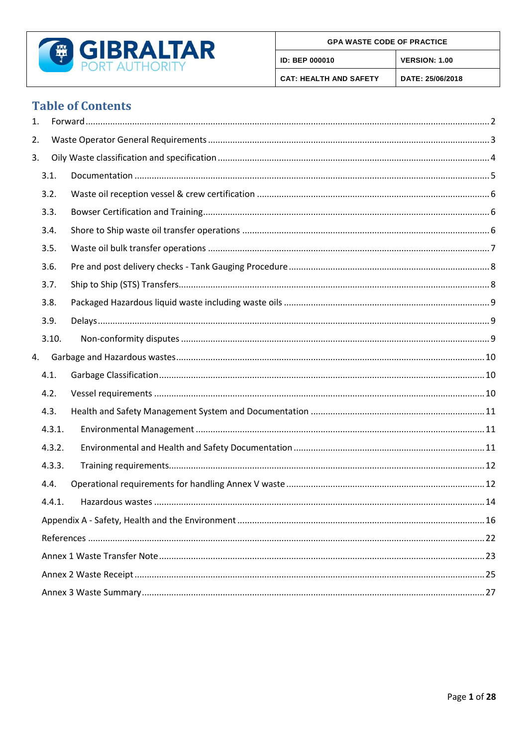# Table of Contents

1. Forward ........ 2
2. Waste Operator General Requirements ........ 3
3. Oily Waste classification and specification ........ 4
   - 3.1. Documentation ........ 5
   - 3.2. Waste oil reception vessel & crew certification ........ 6
   - 3.3. Bowser Certification and Training ........ 6
   - 3.4. Shore to Ship waste oil transfer operations ........ 6
   - 3.5. Waste oil bulk transfer operations ........ 7
   - 3.6. Pre and post delivery checks - Tank Gauging Procedure ........ 8
   - 3.7. Ship to Ship (STS) Transfers ........ 8
   - 3.8. Packaged Hazardous liquid waste including waste oils ........ 9
   - 3.9. Delays ........ 9
   - 3.10. Non-conformity disputes ........ 9
4. Garbage and Hazardous wastes ........ 10
   - 4.1. Garbage Classification ........ 10
   - 4.2. Vessel requirements ........ 10
   - 4.3. Health and Safety Management System and Documentation ........ 11
   - 4.3.1. Environmental Management ........ 11
   - 4.3.2. Environmental and Health and Safety Documentation ........ 11
   - 4.3.3. Training requirements ........ 12
   - 4.4. Operational requirements for handling Annex V waste ........ 12
   - 4.4.1. Hazardous wastes ........ 14

Appendix A - Safety, Health and the Environment ........ 16

References ........ 22

Annex 1 Waste Transfer Note ........ 23

Annex 2 Waste Receipt ........ 25

Annex 3 Waste Summary ........ 27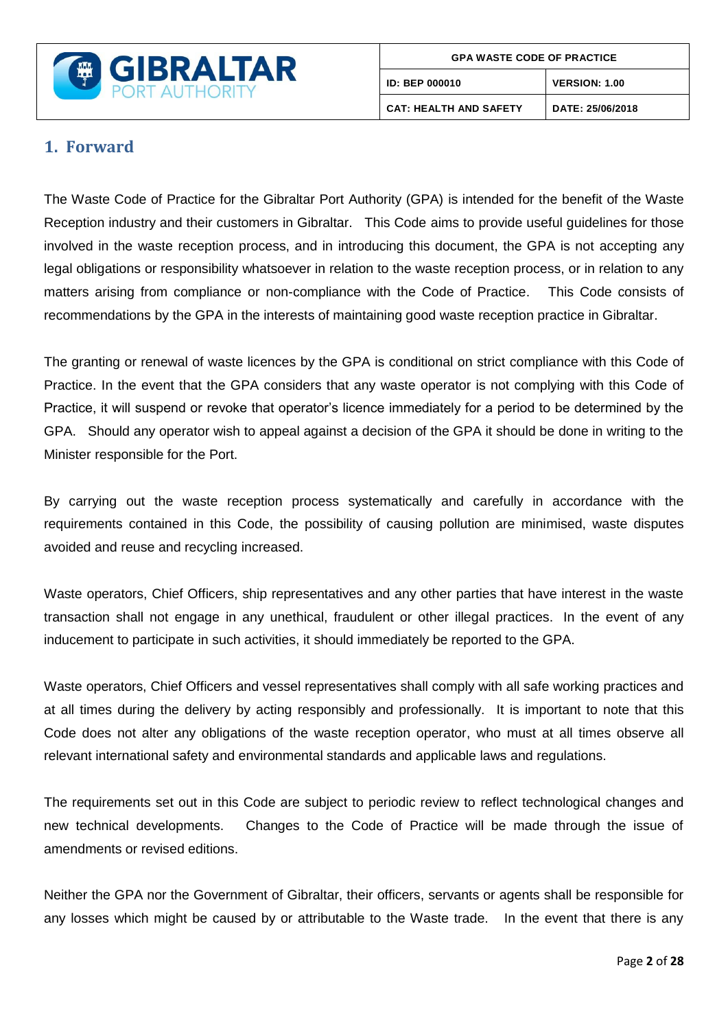## 1. Forward

The Waste Code of Practice for the Gibraltar Port Authority (GPA) is intended for the benefit of the Waste Reception industry and their customers in Gibraltar. This Code aims to provide useful guidelines for those involved in the waste reception process, and in introducing this document, the GPA is not accepting any legal obligations or responsibility whatsoever in relation to the waste reception process, or in relation to any matters arising from compliance or non-compliance with the Code of Practice. This Code consists of recommendations by the GPA in the interests of maintaining good waste reception practice in Gibraltar.

The granting or renewal of waste licences by the GPA is conditional on strict compliance with this Code of Practice. In the event that the GPA considers that any waste operator is not complying with this Code of Practice, it will suspend or revoke that operator's licence immediately for a period to be determined by the GPA. Should any operator wish to appeal against a decision of the GPA it should be done in writing to the Minister responsible for the Port.

By carrying out the waste reception process systematically and carefully in accordance with the requirements contained in this Code, the possibility of causing pollution are minimised, waste disputes avoided and reuse and recycling increased.

Waste operators, Chief Officers, ship representatives and any other parties that have interest in the waste transaction shall not engage in any unethical, fraudulent or other illegal practices. In the event of any inducement to participate in such activities, it should immediately be reported to the GPA.

Waste operators, Chief Officers and vessel representatives shall comply with all safe working practices and at all times during the delivery by acting responsibly and professionally. It is important to note that this Code does not alter any obligations of the waste reception operator, who must at all times observe all relevant international safety and environmental standards and applicable laws and regulations.

The requirements set out in this Code are subject to periodic review to reflect technological changes and new technical developments. Changes to the Code of Practice will be made through the issue of amendments or revised editions.

Neither the GPA nor the Government of Gibraltar, their officers, servants or agents shall be responsible for any losses which might be caused by or attributable to the Waste trade. In the event that there is any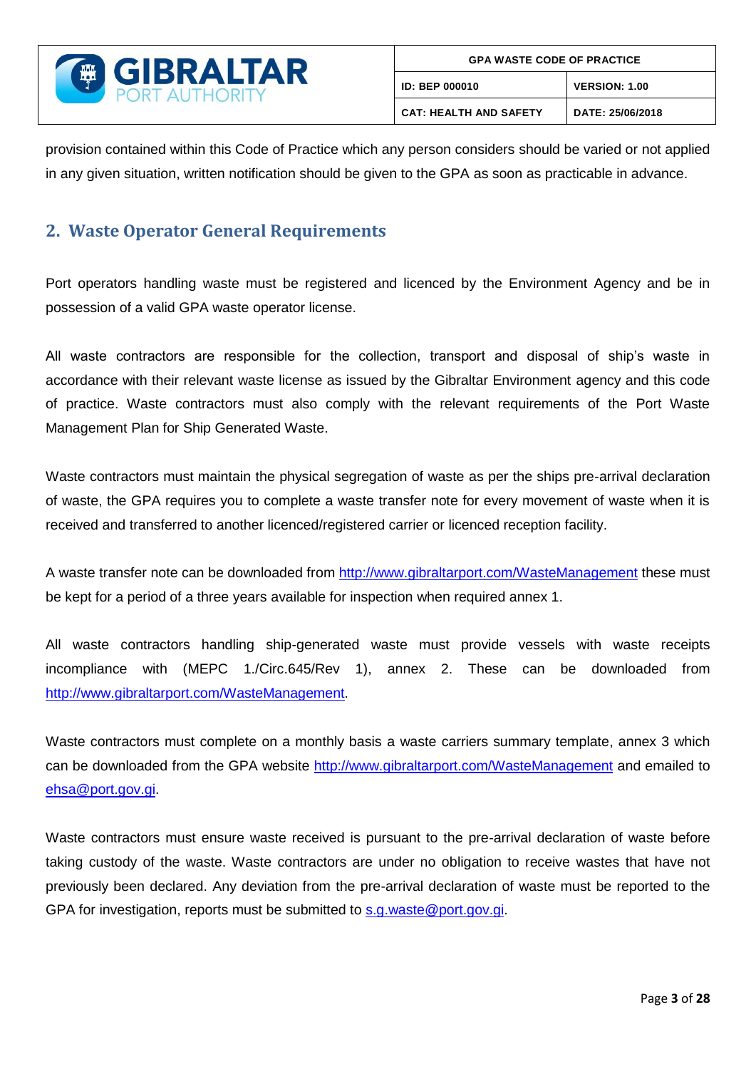provision contained within this Code of Practice which any person considers should be varied or not applied in any given situation, written notification should be given to the GPA as soon as practicable in advance.

## 2. Waste Operator General Requirements

Port operators handling waste must be registered and licenced by the Environment Agency and be in possession of a valid GPA waste operator license.

All waste contractors are responsible for the collection, transport and disposal of ship's waste in accordance with their relevant waste license as issued by the Gibraltar Environment agency and this code of practice. Waste contractors must also comply with the relevant requirements of the Port Waste Management Plan for Ship Generated Waste.

Waste contractors must maintain the physical segregation of waste as per the ships pre-arrival declaration of waste, the GPA requires you to complete a waste transfer note for every movement of waste when it is received and transferred to another licenced/registered carrier or licenced reception facility.

A waste transfer note can be downloaded from http://www.gibraltarport.com/WasteManagement these must be kept for a period of a three years available for inspection when required annex 1.

All waste contractors handling ship-generated waste must provide vessels with waste receipts incompliance with (MEPC 1./Circ.645/Rev 1), annex 2. These can be downloaded from http://www.gibraltarport.com/WasteManagement.

Waste contractors must complete on a monthly basis a waste carriers summary template, annex 3 which can be downloaded from the GPA website http://www.gibraltarport.com/WasteManagement and emailed to ehsa@port.gov.gi.

Waste contractors must ensure waste received is pursuant to the pre-arrival declaration of waste before taking custody of the waste. Waste contractors are under no obligation to receive wastes that have not previously been declared. Any deviation from the pre-arrival declaration of waste must be reported to the GPA for investigation, reports must be submitted to s.g.waste@port.gov.gi.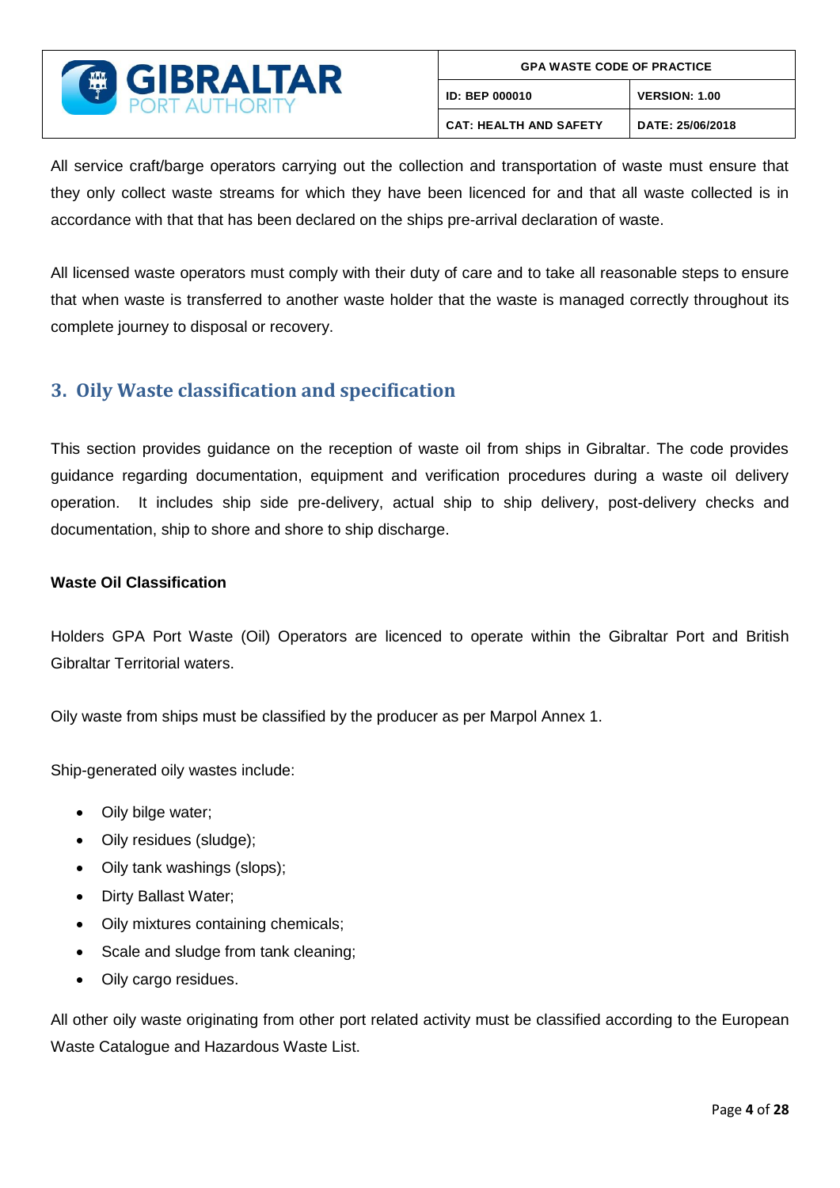All service craft/barge operators carrying out the collection and transportation of waste must ensure that they only collect waste streams for which they have been licenced for and that all waste collected is in accordance with that that has been declared on the ships pre-arrival declaration of waste.

All licensed waste operators must comply with their duty of care and to take all reasonable steps to ensure that when waste is transferred to another waste holder that the waste is managed correctly throughout its complete journey to disposal or recovery.

## 3. Oily Waste classification and specification

This section provides guidance on the reception of waste oil from ships in Gibraltar. The code provides guidance regarding documentation, equipment and verification procedures during a waste oil delivery operation. It includes ship side pre-delivery, actual ship to ship delivery, post-delivery checks and documentation, ship to shore and shore to ship discharge.

**Waste Oil Classification**

Holders GPA Port Waste (Oil) Operators are licenced to operate within the Gibraltar Port and British Gibraltar Territorial waters.

Oily waste from ships must be classified by the producer as per Marpol Annex 1.

Ship-generated oily wastes include:

- Oily bilge water;
- Oily residues (sludge);
- Oily tank washings (slops);
- Dirty Ballast Water;
- Oily mixtures containing chemicals;
- Scale and sludge from tank cleaning;
- Oily cargo residues.

All other oily waste originating from other port related activity must be classified according to the European Waste Catalogue and Hazardous Waste List.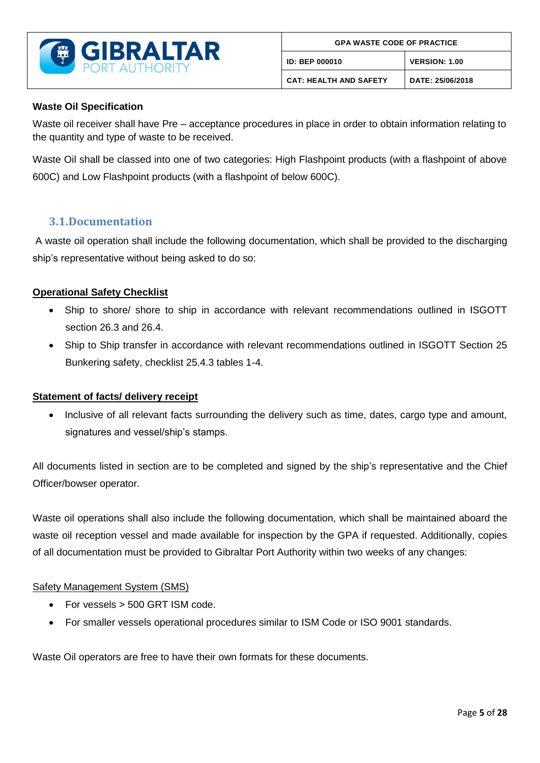**Waste Oil Specification**

Waste oil receiver shall have Pre – acceptance procedures in place in order to obtain information relating to the quantity and type of waste to be received.

Waste Oil shall be classed into one of two categories: High Flashpoint products (with a flashpoint of above 600C) and Low Flashpoint products (with a flashpoint of below 600C).

## 3.1.Documentation

A waste oil operation shall include the following documentation, which shall be provided to the discharging ship's representative without being asked to do so:

**Operational Safety Checklist**

- Ship to shore/ shore to ship in accordance with relevant recommendations outlined in ISGOTT section 26.3 and 26.4.
- Ship to Ship transfer in accordance with relevant recommendations outlined in ISGOTT Section 25 Bunkering safety, checklist 25.4.3 tables 1-4.

**Statement of facts/ delivery receipt**

- Inclusive of all relevant facts surrounding the delivery such as time, dates, cargo type and amount, signatures and vessel/ship's stamps.

All documents listed in section are to be completed and signed by the ship's representative and the Chief Officer/bowser operator.

Waste oil operations shall also include the following documentation, which shall be maintained aboard the waste oil reception vessel and made available for inspection by the GPA if requested. Additionally, copies of all documentation must be provided to Gibraltar Port Authority within two weeks of any changes:

Safety Management System (SMS)

- For vessels > 500 GRT ISM code.
- For smaller vessels operational procedures similar to ISM Code or ISO 9001 standards.

Waste Oil operators are free to have their own formats for these documents.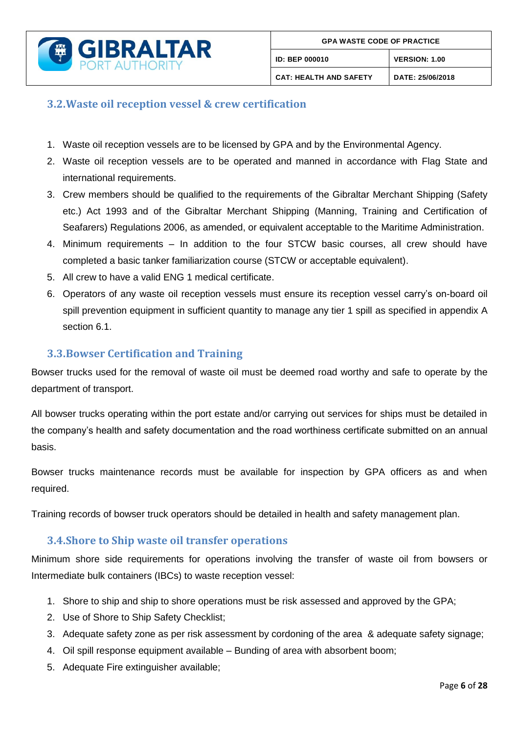## 3.2. Waste oil reception vessel & crew certification

1. Waste oil reception vessels are to be licensed by GPA and by the Environmental Agency.
2. Waste oil reception vessels are to be operated and manned in accordance with Flag State and international requirements.
3. Crew members should be qualified to the requirements of the Gibraltar Merchant Shipping (Safety etc.) Act 1993 and of the Gibraltar Merchant Shipping (Manning, Training and Certification of Seafarers) Regulations 2006, as amended, or equivalent acceptable to the Maritime Administration.
4. Minimum requirements – In addition to the four STCW basic courses, all crew should have completed a basic tanker familiarization course (STCW or acceptable equivalent).
5. All crew to have a valid ENG 1 medical certificate.
6. Operators of any waste oil reception vessels must ensure its reception vessel carry's on-board oil spill prevention equipment in sufficient quantity to manage any tier 1 spill as specified in appendix A section 6.1.

## 3.3. Bowser Certification and Training

Bowser trucks used for the removal of waste oil must be deemed road worthy and safe to operate by the department of transport.

All bowser trucks operating within the port estate and/or carrying out services for ships must be detailed in the company's health and safety documentation and the road worthiness certificate submitted on an annual basis.

Bowser trucks maintenance records must be available for inspection by GPA officers as and when required.

Training records of bowser truck operators should be detailed in health and safety management plan.

## 3.4. Shore to Ship waste oil transfer operations

Minimum shore side requirements for operations involving the transfer of waste oil from bowsers or Intermediate bulk containers (IBCs) to waste reception vessel:

1. Shore to ship and ship to shore operations must be risk assessed and approved by the GPA;
2. Use of Shore to Ship Safety Checklist;
3. Adequate safety zone as per risk assessment by cordoning of the area & adequate safety signage;
4. Oil spill response equipment available – Bunding of area with absorbent boom;
5. Adequate Fire extinguisher available;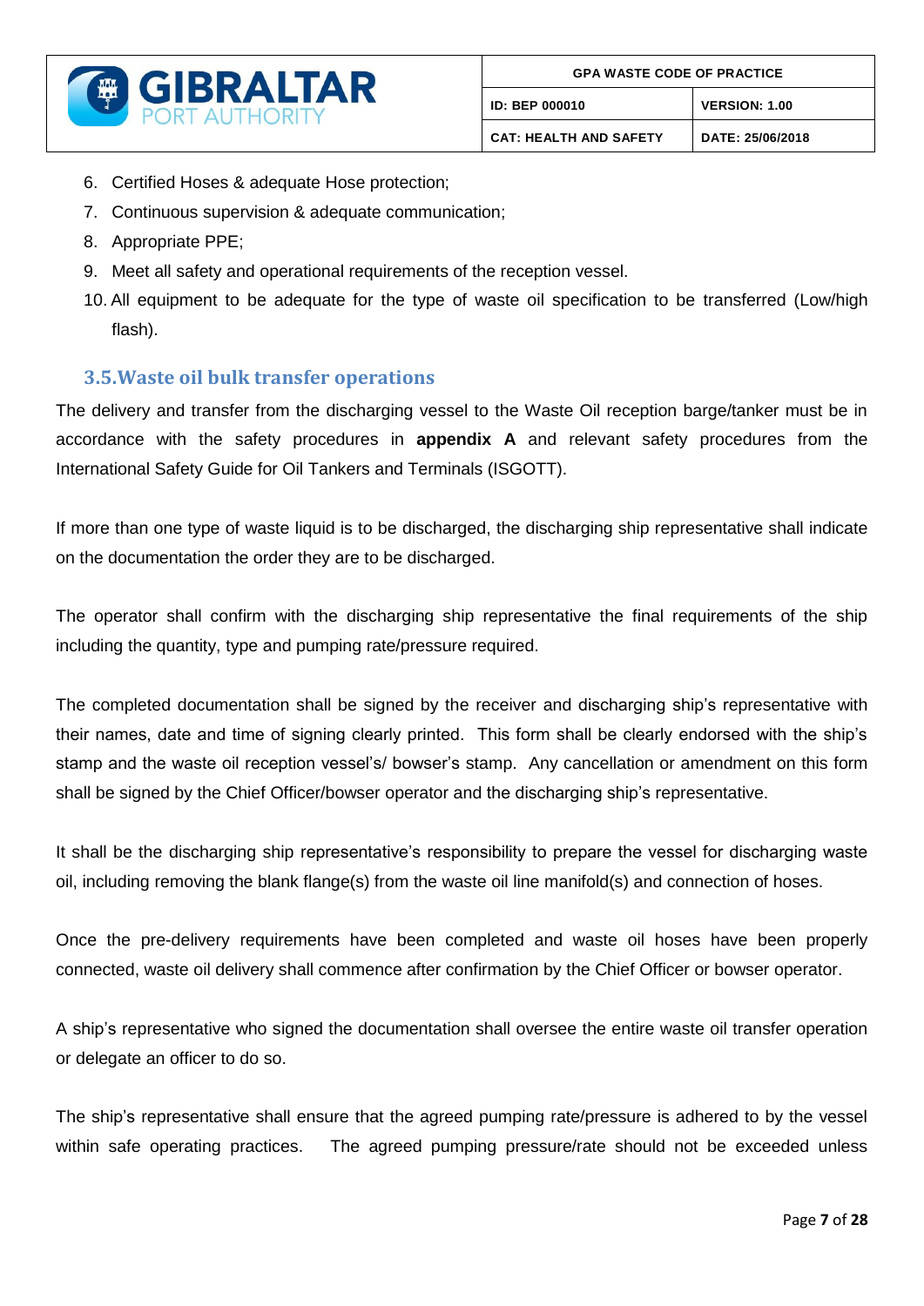6. Certified Hoses & adequate Hose protection;
7. Continuous supervision & adequate communication;
8. Appropriate PPE;
9. Meet all safety and operational requirements of the reception vessel.
10. All equipment to be adequate for the type of waste oil specification to be transferred (Low/high flash).

### 3.5. Waste oil bulk transfer operations

The delivery and transfer from the discharging vessel to the Waste Oil reception barge/tanker must be in accordance with the safety procedures in **appendix A** and relevant safety procedures from the International Safety Guide for Oil Tankers and Terminals (ISGOTT).

If more than one type of waste liquid is to be discharged, the discharging ship representative shall indicate on the documentation the order they are to be discharged.

The operator shall confirm with the discharging ship representative the final requirements of the ship including the quantity, type and pumping rate/pressure required.

The completed documentation shall be signed by the receiver and discharging ship's representative with their names, date and time of signing clearly printed. This form shall be clearly endorsed with the ship's stamp and the waste oil reception vessel's/ bowser's stamp. Any cancellation or amendment on this form shall be signed by the Chief Officer/bowser operator and the discharging ship's representative.

It shall be the discharging ship representative's responsibility to prepare the vessel for discharging waste oil, including removing the blank flange(s) from the waste oil line manifold(s) and connection of hoses.

Once the pre-delivery requirements have been completed and waste oil hoses have been properly connected, waste oil delivery shall commence after confirmation by the Chief Officer or bowser operator.

A ship's representative who signed the documentation shall oversee the entire waste oil transfer operation or delegate an officer to do so.

The ship's representative shall ensure that the agreed pumping rate/pressure is adhered to by the vessel within safe operating practices. The agreed pumping pressure/rate should not be exceeded unless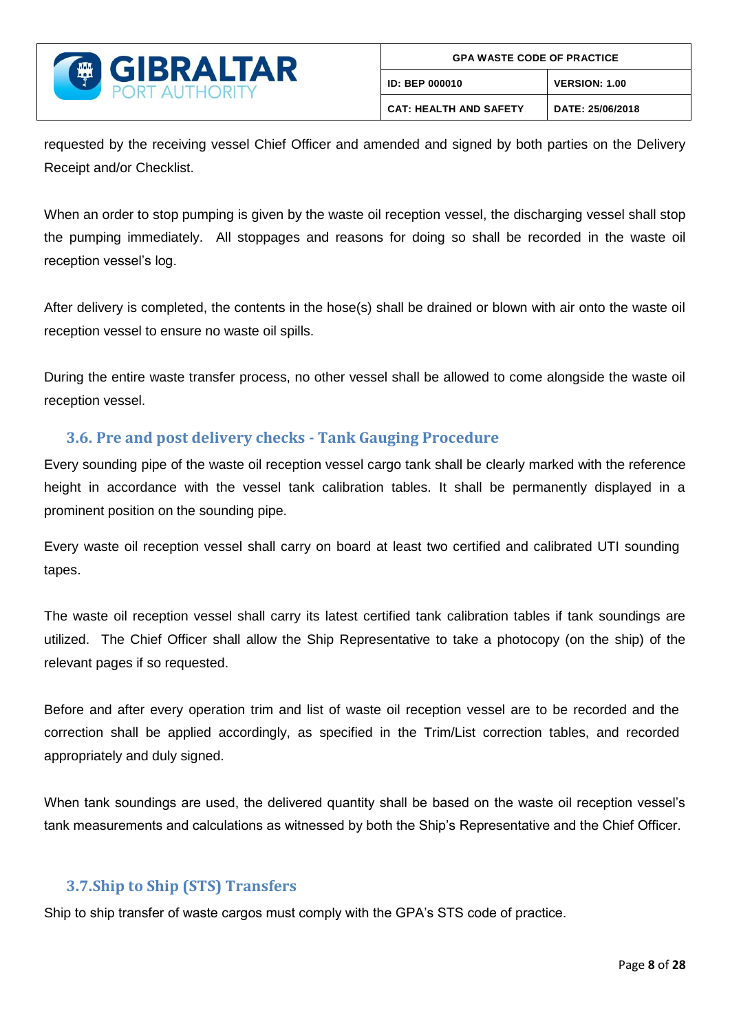requested by the receiving vessel Chief Officer and amended and signed by both parties on the Delivery Receipt and/or Checklist.

When an order to stop pumping is given by the waste oil reception vessel, the discharging vessel shall stop the pumping immediately. All stoppages and reasons for doing so shall be recorded in the waste oil reception vessel's log.

After delivery is completed, the contents in the hose(s) shall be drained or blown with air onto the waste oil reception vessel to ensure no waste oil spills.

During the entire waste transfer process, no other vessel shall be allowed to come alongside the waste oil reception vessel.

## 3.6. Pre and post delivery checks - Tank Gauging Procedure

Every sounding pipe of the waste oil reception vessel cargo tank shall be clearly marked with the reference height in accordance with the vessel tank calibration tables. It shall be permanently displayed in a prominent position on the sounding pipe.

Every waste oil reception vessel shall carry on board at least two certified and calibrated UTI sounding tapes.

The waste oil reception vessel shall carry its latest certified tank calibration tables if tank soundings are utilized. The Chief Officer shall allow the Ship Representative to take a photocopy (on the ship) of the relevant pages if so requested.

Before and after every operation trim and list of waste oil reception vessel are to be recorded and the correction shall be applied accordingly, as specified in the Trim/List correction tables, and recorded appropriately and duly signed.

When tank soundings are used, the delivered quantity shall be based on the waste oil reception vessel's tank measurements and calculations as witnessed by both the Ship's Representative and the Chief Officer.

## 3.7.Ship to Ship (STS) Transfers

Ship to ship transfer of waste cargos must comply with the GPA's STS code of practice.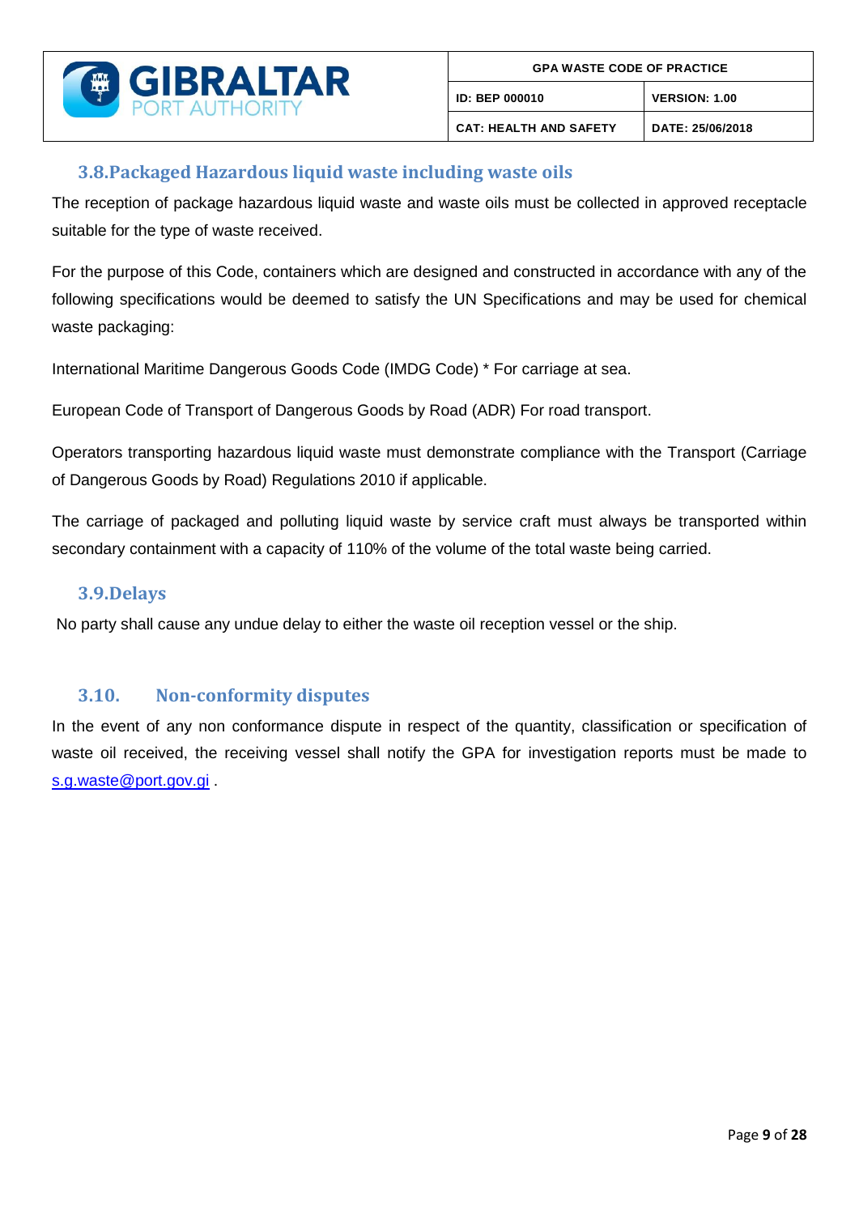### 3.8. Packaged Hazardous liquid waste including waste oils

The reception of package hazardous liquid waste and waste oils must be collected in approved receptacle suitable for the type of waste received.

For the purpose of this Code, containers which are designed and constructed in accordance with any of the following specifications would be deemed to satisfy the UN Specifications and may be used for chemical waste packaging:

International Maritime Dangerous Goods Code (IMDG Code) * For carriage at sea.

European Code of Transport of Dangerous Goods by Road (ADR) For road transport.

Operators transporting hazardous liquid waste must demonstrate compliance with the Transport (Carriage of Dangerous Goods by Road) Regulations 2010 if applicable.

The carriage of packaged and polluting liquid waste by service craft must always be transported within secondary containment with a capacity of 110% of the volume of the total waste being carried.

### 3.9. Delays

No party shall cause any undue delay to either the waste oil reception vessel or the ship.

### 3.10. Non-conformity disputes

In the event of any non conformance dispute in respect of the quantity, classification or specification of waste oil received, the receiving vessel shall notify the GPA for investigation reports must be made to s.g.waste@port.gov.gi .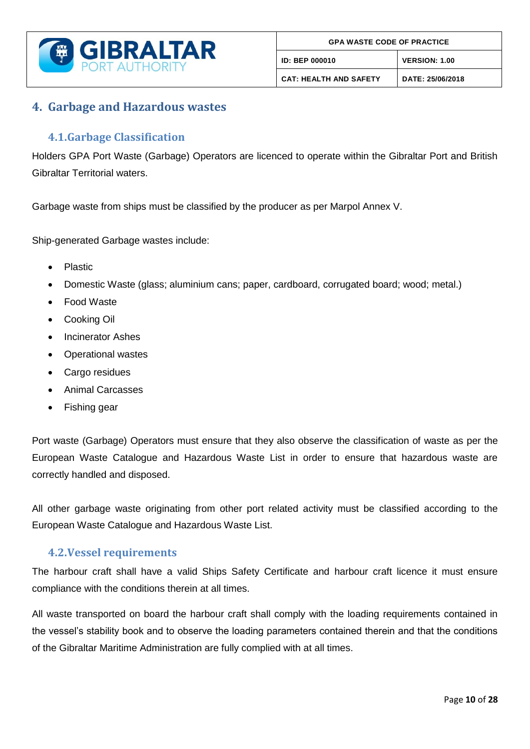# 4. Garbage and Hazardous wastes

## 4.1. Garbage Classification

Holders GPA Port Waste (Garbage) Operators are licenced to operate within the Gibraltar Port and British Gibraltar Territorial waters.

Garbage waste from ships must be classified by the producer as per Marpol Annex V.

Ship-generated Garbage wastes include:

- Plastic
- Domestic Waste (glass; aluminium cans; paper, cardboard, corrugated board; wood; metal.)
- Food Waste
- Cooking Oil
- Incinerator Ashes
- Operational wastes
- Cargo residues
- Animal Carcasses
- Fishing gear

Port waste (Garbage) Operators must ensure that they also observe the classification of waste as per the European Waste Catalogue and Hazardous Waste List in order to ensure that hazardous waste are correctly handled and disposed.

All other garbage waste originating from other port related activity must be classified according to the European Waste Catalogue and Hazardous Waste List.

## 4.2. Vessel requirements

The harbour craft shall have a valid Ships Safety Certificate and harbour craft licence it must ensure compliance with the conditions therein at all times.

All waste transported on board the harbour craft shall comply with the loading requirements contained in the vessel's stability book and to observe the loading parameters contained therein and that the conditions of the Gibraltar Maritime Administration are fully complied with at all times.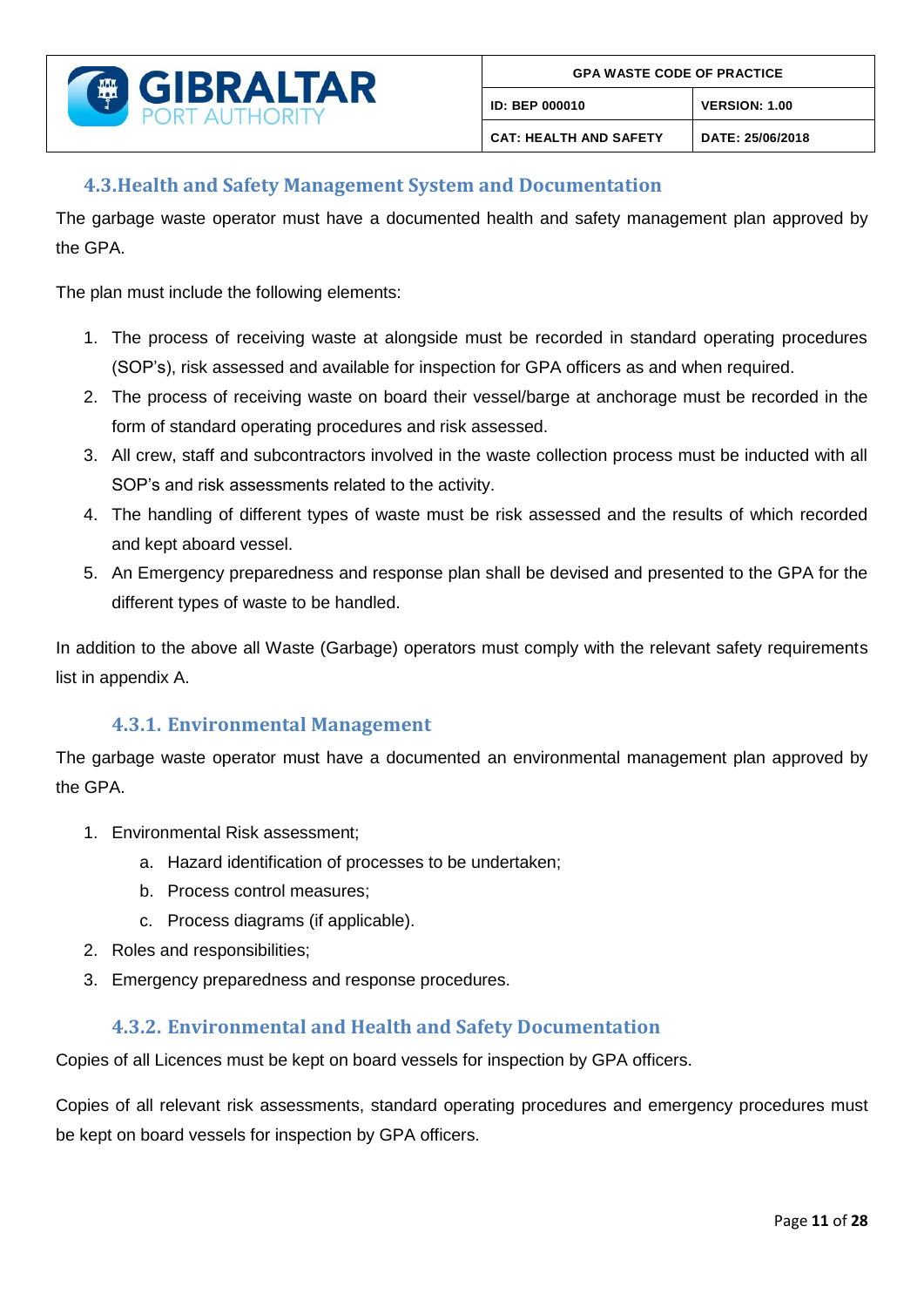## 4.3. Health and Safety Management System and Documentation

The garbage waste operator must have a documented health and safety management plan approved by the GPA.

The plan must include the following elements:

1. The process of receiving waste at alongside must be recorded in standard operating procedures (SOP's), risk assessed and available for inspection for GPA officers as and when required.
2. The process of receiving waste on board their vessel/barge at anchorage must be recorded in the form of standard operating procedures and risk assessed.
3. All crew, staff and subcontractors involved in the waste collection process must be inducted with all SOP's and risk assessments related to the activity.
4. The handling of different types of waste must be risk assessed and the results of which recorded and kept aboard vessel.
5. An Emergency preparedness and response plan shall be devised and presented to the GPA for the different types of waste to be handled.

In addition to the above all Waste (Garbage) operators must comply with the relevant safety requirements list in appendix A.

### 4.3.1. Environmental Management

The garbage waste operator must have a documented an environmental management plan approved by the GPA.

1. Environmental Risk assessment;
    a. Hazard identification of processes to be undertaken;
    b. Process control measures;
    c. Process diagrams (if applicable).
2. Roles and responsibilities;
3. Emergency preparedness and response procedures.

### 4.3.2. Environmental and Health and Safety Documentation

Copies of all Licences must be kept on board vessels for inspection by GPA officers.

Copies of all relevant risk assessments, standard operating procedures and emergency procedures must be kept on board vessels for inspection by GPA officers.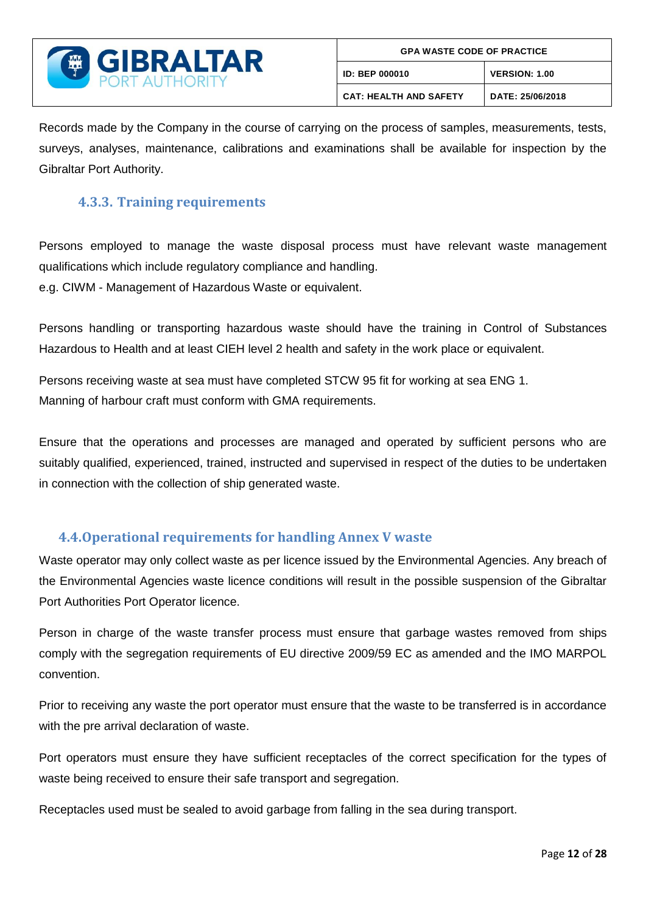Records made by the Company in the course of carrying on the process of samples, measurements, tests, surveys, analyses, maintenance, calibrations and examinations shall be available for inspection by the Gibraltar Port Authority.

### 4.3.3. Training requirements

Persons employed to manage the waste disposal process must have relevant waste management qualifications which include regulatory compliance and handling.
e.g. CIWM - Management of Hazardous Waste or equivalent.

Persons handling or transporting hazardous waste should have the training in Control of Substances Hazardous to Health and at least CIEH level 2 health and safety in the work place or equivalent.

Persons receiving waste at sea must have completed STCW 95 fit for working at sea ENG 1.
Manning of harbour craft must conform with GMA requirements.

Ensure that the operations and processes are managed and operated by sufficient persons who are suitably qualified, experienced, trained, instructed and supervised in respect of the duties to be undertaken in connection with the collection of ship generated waste.

## 4.4. Operational requirements for handling Annex V waste

Waste operator may only collect waste as per licence issued by the Environmental Agencies. Any breach of the Environmental Agencies waste licence conditions will result in the possible suspension of the Gibraltar Port Authorities Port Operator licence.

Person in charge of the waste transfer process must ensure that garbage wastes removed from ships comply with the segregation requirements of EU directive 2009/59 EC as amended and the IMO MARPOL convention.

Prior to receiving any waste the port operator must ensure that the waste to be transferred is in accordance with the pre arrival declaration of waste.

Port operators must ensure they have sufficient receptacles of the correct specification for the types of waste being received to ensure their safe transport and segregation.

Receptacles used must be sealed to avoid garbage from falling in the sea during transport.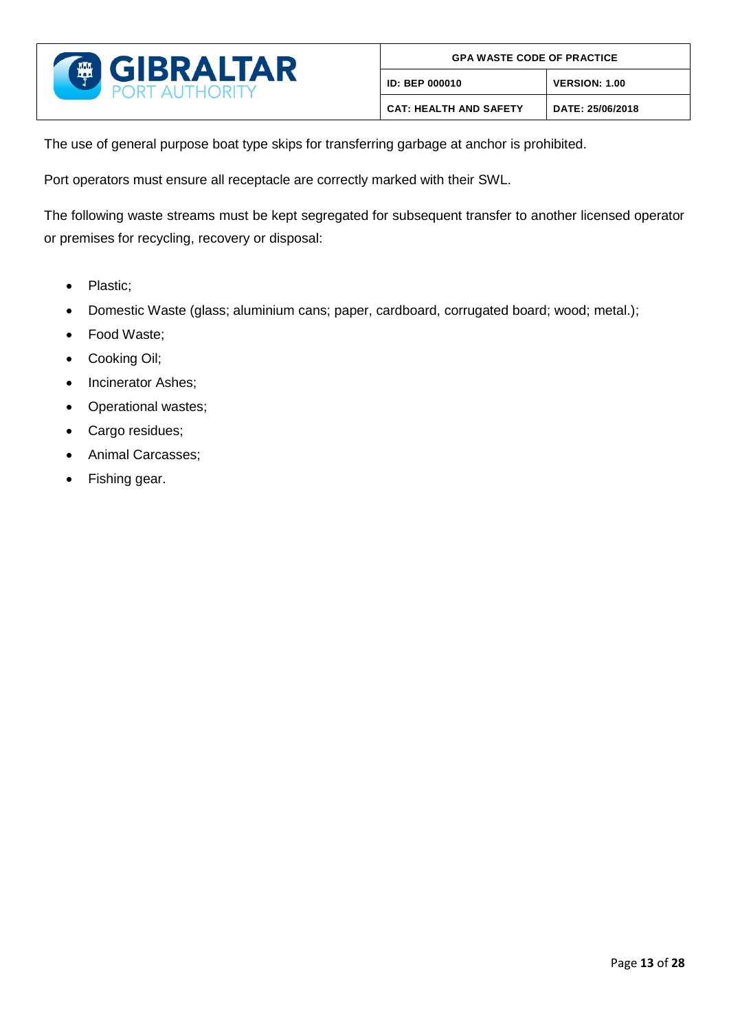The use of general purpose boat type skips for transferring garbage at anchor is prohibited.

Port operators must ensure all receptacle are correctly marked with their SWL.

The following waste streams must be kept segregated for subsequent transfer to another licensed operator or premises for recycling, recovery or disposal:

- Plastic;
- Domestic Waste (glass; aluminium cans; paper, cardboard, corrugated board; wood; metal.);
- Food Waste;
- Cooking Oil;
- Incinerator Ashes;
- Operational wastes;
- Cargo residues;
- Animal Carcasses;
- Fishing gear.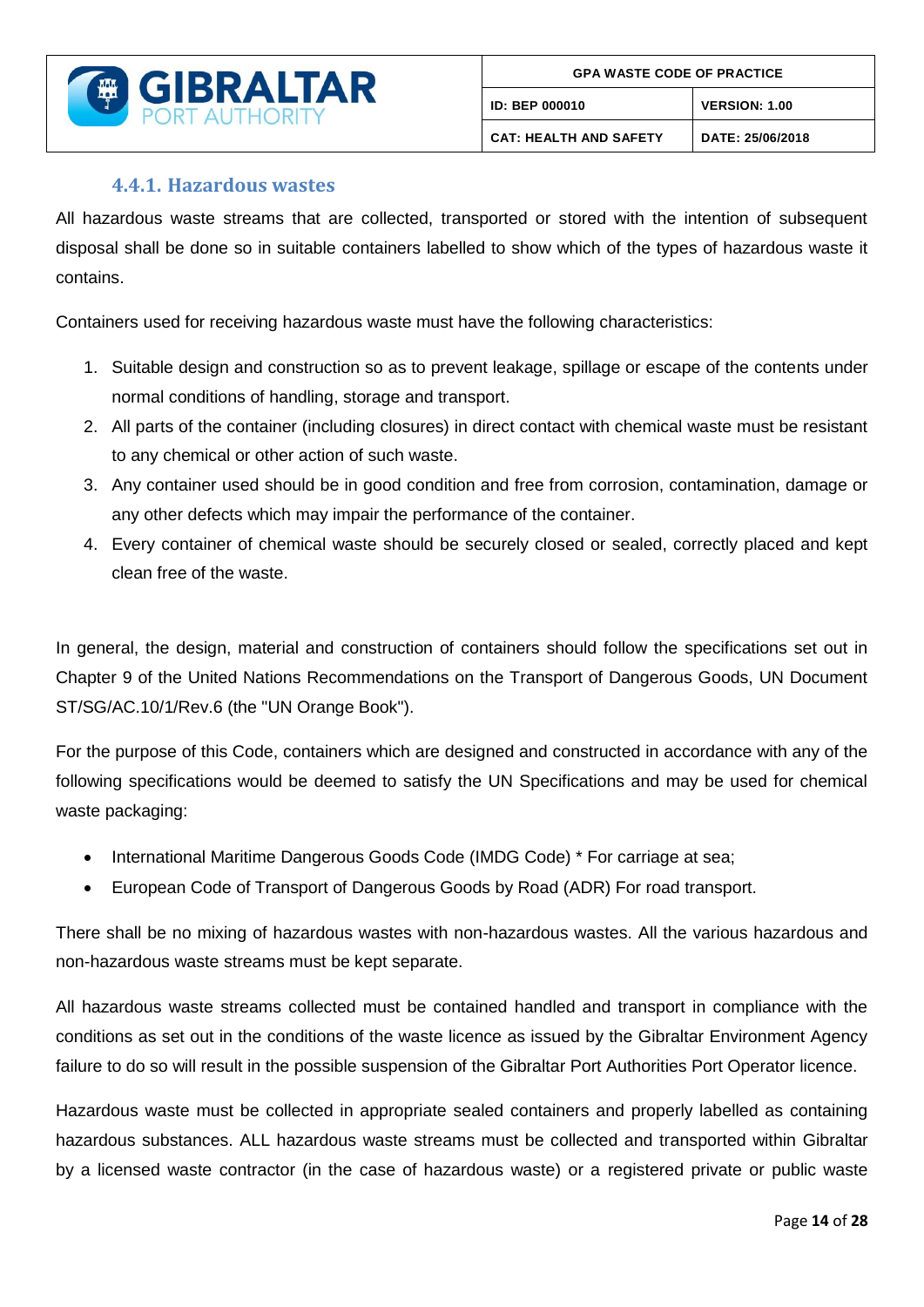### 4.4.1. Hazardous wastes

All hazardous waste streams that are collected, transported or stored with the intention of subsequent disposal shall be done so in suitable containers labelled to show which of the types of hazardous waste it contains.

Containers used for receiving hazardous waste must have the following characteristics:

1. Suitable design and construction so as to prevent leakage, spillage or escape of the contents under normal conditions of handling, storage and transport.
2. All parts of the container (including closures) in direct contact with chemical waste must be resistant to any chemical or other action of such waste.
3. Any container used should be in good condition and free from corrosion, contamination, damage or any other defects which may impair the performance of the container.
4. Every container of chemical waste should be securely closed or sealed, correctly placed and kept clean free of the waste.

In general, the design, material and construction of containers should follow the specifications set out in Chapter 9 of the United Nations Recommendations on the Transport of Dangerous Goods, UN Document ST/SG/AC.10/1/Rev.6 (the "UN Orange Book").

For the purpose of this Code, containers which are designed and constructed in accordance with any of the following specifications would be deemed to satisfy the UN Specifications and may be used for chemical waste packaging:

- International Maritime Dangerous Goods Code (IMDG Code) * For carriage at sea;
- European Code of Transport of Dangerous Goods by Road (ADR) For road transport.

There shall be no mixing of hazardous wastes with non-hazardous wastes. All the various hazardous and non-hazardous waste streams must be kept separate.

All hazardous waste streams collected must be contained handled and transport in compliance with the conditions as set out in the conditions of the waste licence as issued by the Gibraltar Environment Agency failure to do so will result in the possible suspension of the Gibraltar Port Authorities Port Operator licence.

Hazardous waste must be collected in appropriate sealed containers and properly labelled as containing hazardous substances. ALL hazardous waste streams must be collected and transported within Gibraltar by a licensed waste contractor (in the case of hazardous waste) or a registered private or public waste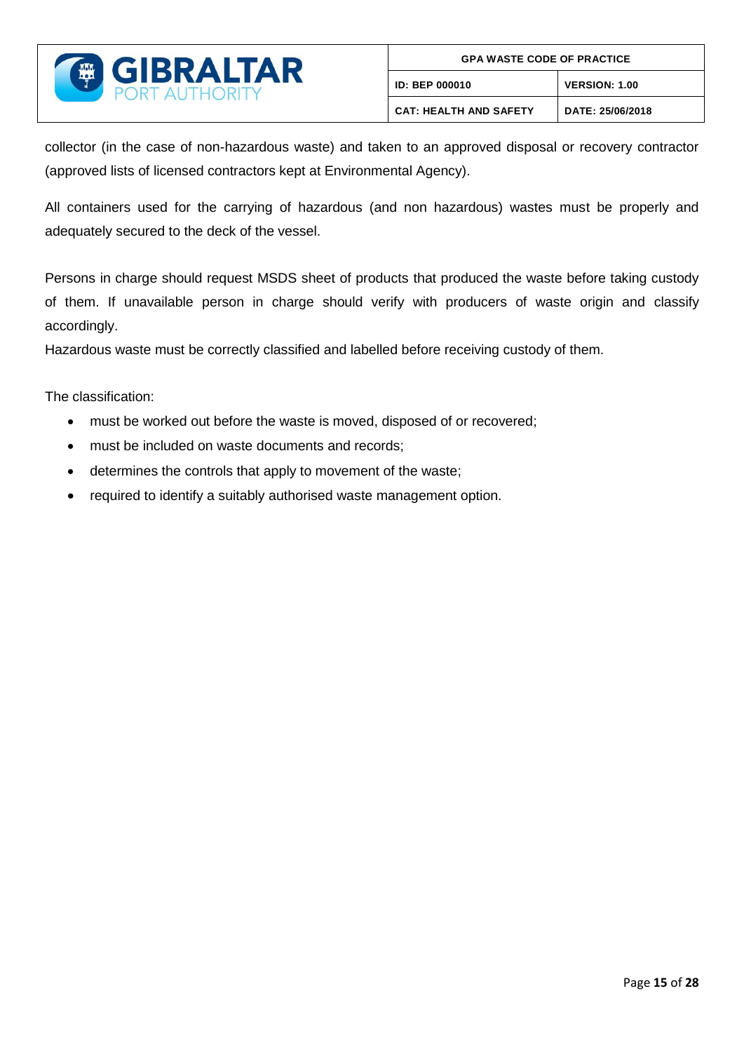collector (in the case of non-hazardous waste) and taken to an approved disposal or recovery contractor (approved lists of licensed contractors kept at Environmental Agency).

All containers used for the carrying of hazardous (and non hazardous) wastes must be properly and adequately secured to the deck of the vessel.

Persons in charge should request MSDS sheet of products that produced the waste before taking custody of them. If unavailable person in charge should verify with producers of waste origin and classify accordingly.

Hazardous waste must be correctly classified and labelled before receiving custody of them.

The classification:

- must be worked out before the waste is moved, disposed of or recovered;
- must be included on waste documents and records;
- determines the controls that apply to movement of the waste;
- required to identify a suitably authorised waste management option.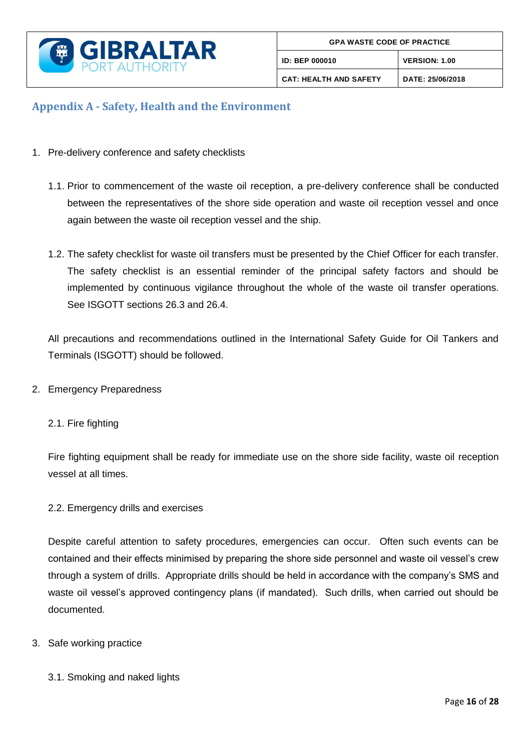## Appendix A - Safety, Health and the Environment

1. Pre-delivery conference and safety checklists

   1.1. Prior to commencement of the waste oil reception, a pre-delivery conference shall be conducted between the representatives of the shore side operation and waste oil reception vessel and once again between the waste oil reception vessel and the ship.

   1.2. The safety checklist for waste oil transfers must be presented by the Chief Officer for each transfer. The safety checklist is an essential reminder of the principal safety factors and should be implemented by continuous vigilance throughout the whole of the waste oil transfer operations. See ISGOTT sections 26.3 and 26.4.

   All precautions and recommendations outlined in the International Safety Guide for Oil Tankers and Terminals (ISGOTT) should be followed.

2. Emergency Preparedness

   2.1. Fire fighting

   Fire fighting equipment shall be ready for immediate use on the shore side facility, waste oil reception vessel at all times.

   2.2. Emergency drills and exercises

   Despite careful attention to safety procedures, emergencies can occur. Often such events can be contained and their effects minimised by preparing the shore side personnel and waste oil vessel's crew through a system of drills. Appropriate drills should be held in accordance with the company's SMS and waste oil vessel's approved contingency plans (if mandated). Such drills, when carried out should be documented.

3. Safe working practice

   3.1. Smoking and naked lights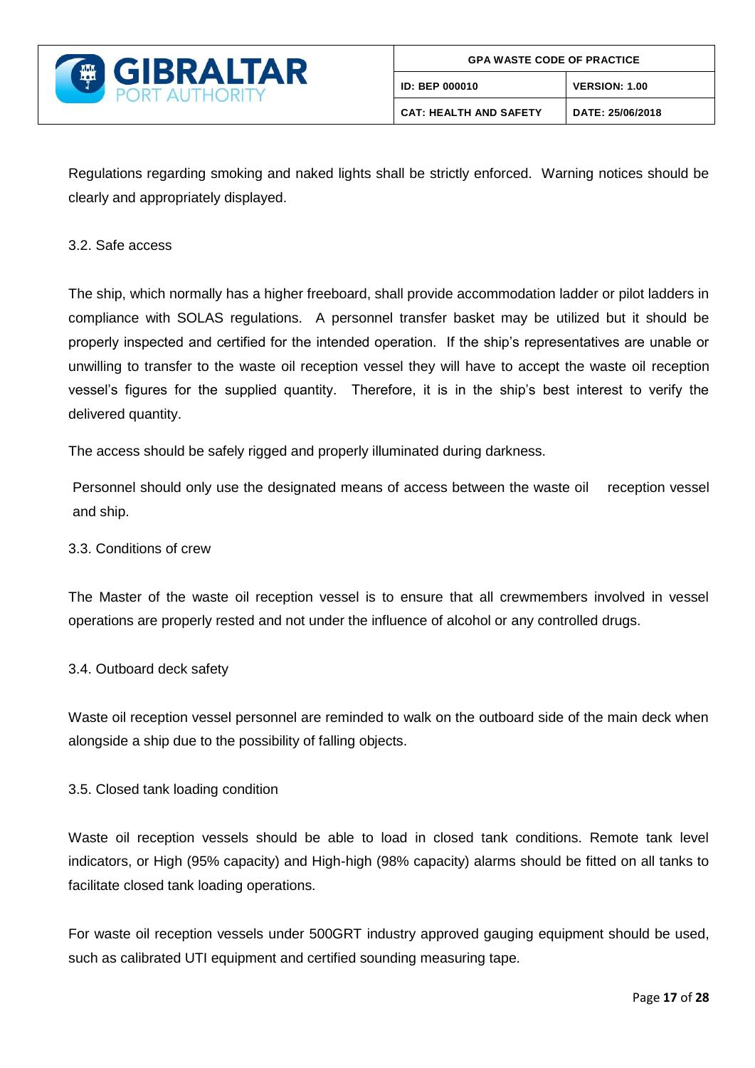Regulations regarding smoking and naked lights shall be strictly enforced. Warning notices should be clearly and appropriately displayed.

### 3.2. Safe access

The ship, which normally has a higher freeboard, shall provide accommodation ladder or pilot ladders in compliance with SOLAS regulations. A personnel transfer basket may be utilized but it should be properly inspected and certified for the intended operation. If the ship's representatives are unable or unwilling to transfer to the waste oil reception vessel they will have to accept the waste oil reception vessel's figures for the supplied quantity. Therefore, it is in the ship's best interest to verify the delivered quantity.

The access should be safely rigged and properly illuminated during darkness.

Personnel should only use the designated means of access between the waste oil reception vessel and ship.

### 3.3. Conditions of crew

The Master of the waste oil reception vessel is to ensure that all crewmembers involved in vessel operations are properly rested and not under the influence of alcohol or any controlled drugs.

### 3.4. Outboard deck safety

Waste oil reception vessel personnel are reminded to walk on the outboard side of the main deck when alongside a ship due to the possibility of falling objects.

### 3.5. Closed tank loading condition

Waste oil reception vessels should be able to load in closed tank conditions. Remote tank level indicators, or High (95% capacity) and High-high (98% capacity) alarms should be fitted on all tanks to facilitate closed tank loading operations.

For waste oil reception vessels under 500GRT industry approved gauging equipment should be used, such as calibrated UTI equipment and certified sounding measuring tape.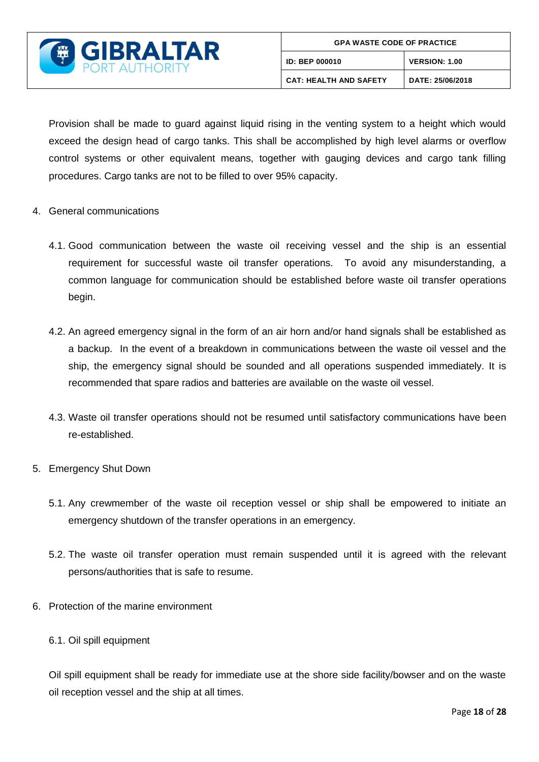Provision shall be made to guard against liquid rising in the venting system to a height which would exceed the design head of cargo tanks. This shall be accomplished by high level alarms or overflow control systems or other equivalent means, together with gauging devices and cargo tank filling procedures. Cargo tanks are not to be filled to over 95% capacity.

4. General communications

   4.1. Good communication between the waste oil receiving vessel and the ship is an essential requirement for successful waste oil transfer operations. To avoid any misunderstanding, a common language for communication should be established before waste oil transfer operations begin.

   4.2. An agreed emergency signal in the form of an air horn and/or hand signals shall be established as a backup. In the event of a breakdown in communications between the waste oil vessel and the ship, the emergency signal should be sounded and all operations suspended immediately. It is recommended that spare radios and batteries are available on the waste oil vessel.

   4.3. Waste oil transfer operations should not be resumed until satisfactory communications have been re-established.

5. Emergency Shut Down

   5.1. Any crewmember of the waste oil reception vessel or ship shall be empowered to initiate an emergency shutdown of the transfer operations in an emergency.

   5.2. The waste oil transfer operation must remain suspended until it is agreed with the relevant persons/authorities that is safe to resume.

6. Protection of the marine environment

   6.1. Oil spill equipment

Oil spill equipment shall be ready for immediate use at the shore side facility/bowser and on the waste oil reception vessel and the ship at all times.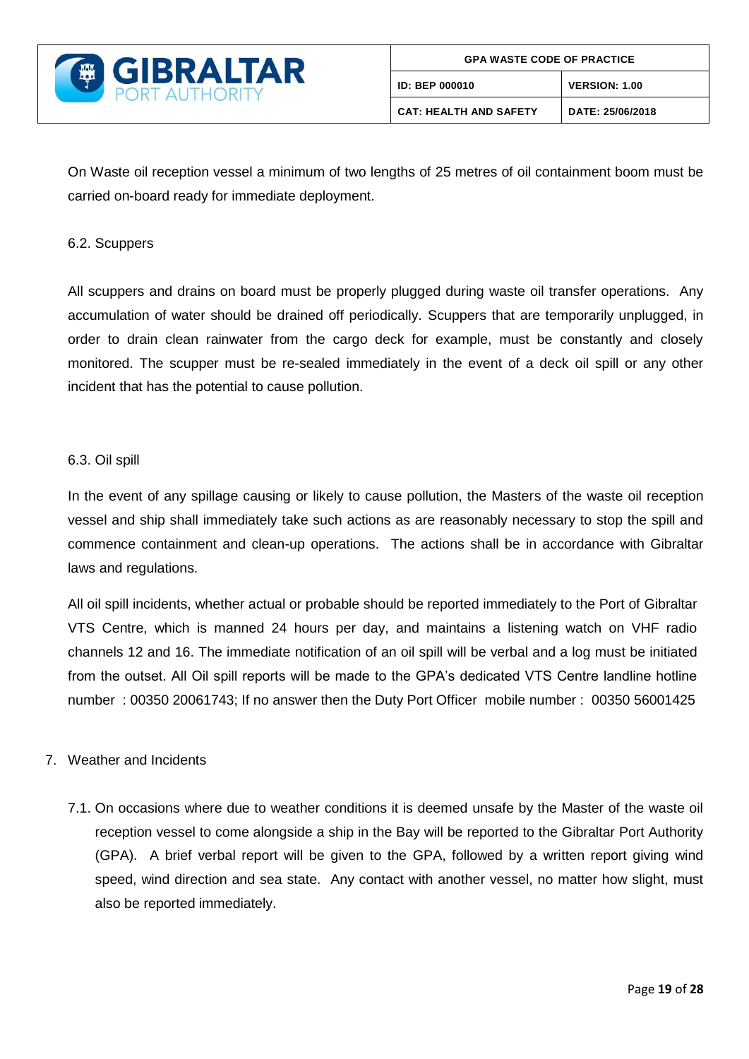On Waste oil reception vessel a minimum of two lengths of 25 metres of oil containment boom must be carried on-board ready for immediate deployment.

### 6.2. Scuppers

All scuppers and drains on board must be properly plugged during waste oil transfer operations. Any accumulation of water should be drained off periodically. Scuppers that are temporarily unplugged, in order to drain clean rainwater from the cargo deck for example, must be constantly and closely monitored. The scupper must be re-sealed immediately in the event of a deck oil spill or any other incident that has the potential to cause pollution.

### 6.3. Oil spill

In the event of any spillage causing or likely to cause pollution, the Masters of the waste oil reception vessel and ship shall immediately take such actions as are reasonably necessary to stop the spill and commence containment and clean-up operations. The actions shall be in accordance with Gibraltar laws and regulations.

All oil spill incidents, whether actual or probable should be reported immediately to the Port of Gibraltar VTS Centre, which is manned 24 hours per day, and maintains a listening watch on VHF radio channels 12 and 16. The immediate notification of an oil spill will be verbal and a log must be initiated from the outset. All Oil spill reports will be made to the GPA's dedicated VTS Centre landline hotline number : 00350 20061743; If no answer then the Duty Port Officer mobile number : 00350 56001425

## 7. Weather and Incidents

7.1. On occasions where due to weather conditions it is deemed unsafe by the Master of the waste oil reception vessel to come alongside a ship in the Bay will be reported to the Gibraltar Port Authority (GPA). A brief verbal report will be given to the GPA, followed by a written report giving wind speed, wind direction and sea state. Any contact with another vessel, no matter how slight, must also be reported immediately.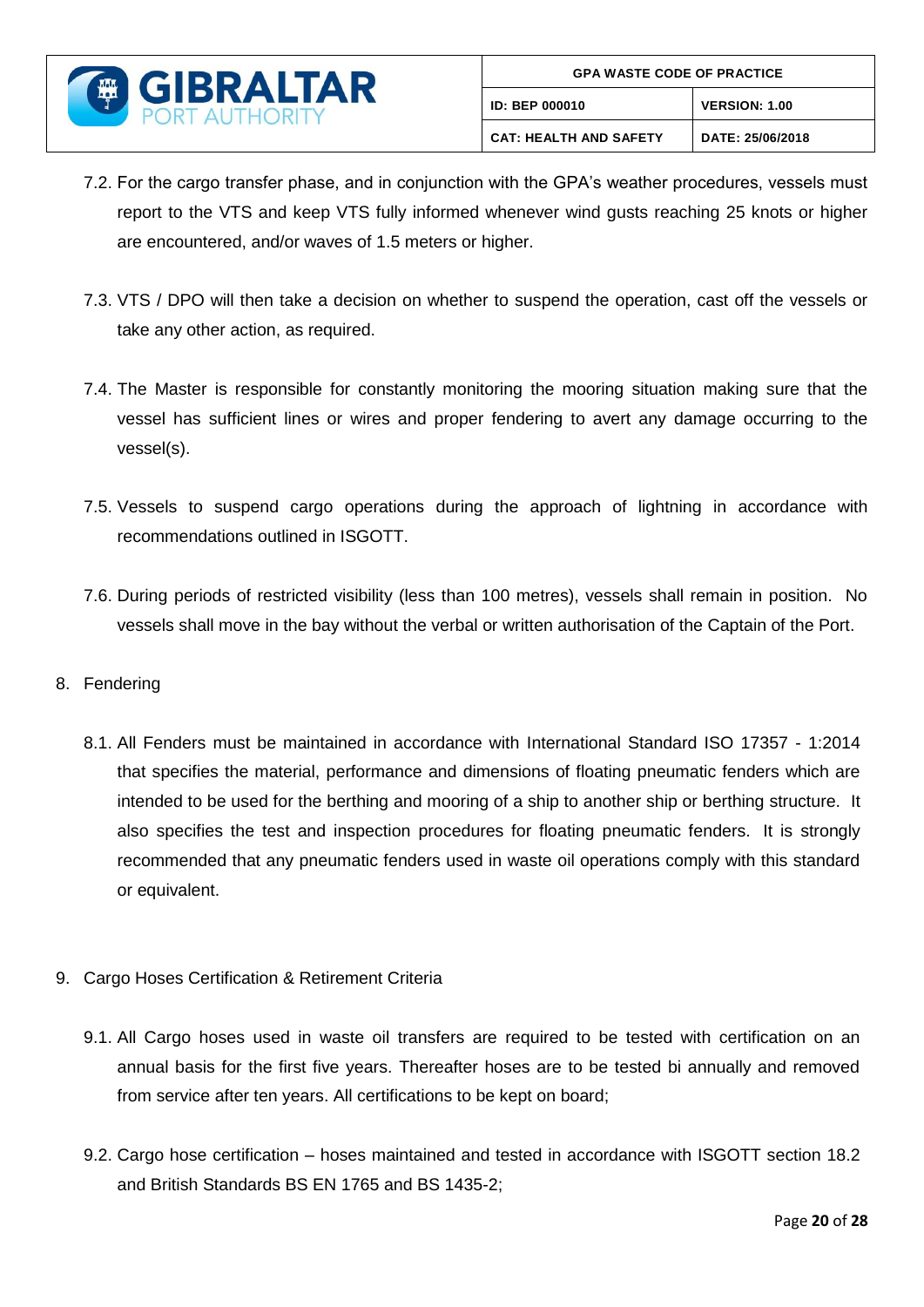7.2. For the cargo transfer phase, and in conjunction with the GPA's weather procedures, vessels must report to the VTS and keep VTS fully informed whenever wind gusts reaching 25 knots or higher are encountered, and/or waves of 1.5 meters or higher.

7.3. VTS / DPO will then take a decision on whether to suspend the operation, cast off the vessels or take any other action, as required.

7.4. The Master is responsible for constantly monitoring the mooring situation making sure that the vessel has sufficient lines or wires and proper fendering to avert any damage occurring to the vessel(s).

7.5. Vessels to suspend cargo operations during the approach of lightning in accordance with recommendations outlined in ISGOTT.

7.6. During periods of restricted visibility (less than 100 metres), vessels shall remain in position. No vessels shall move in the bay without the verbal or written authorisation of the Captain of the Port.

8. Fendering

8.1. All Fenders must be maintained in accordance with International Standard ISO 17357 - 1:2014 that specifies the material, performance and dimensions of floating pneumatic fenders which are intended to be used for the berthing and mooring of a ship to another ship or berthing structure. It also specifies the test and inspection procedures for floating pneumatic fenders. It is strongly recommended that any pneumatic fenders used in waste oil operations comply with this standard or equivalent.

9. Cargo Hoses Certification & Retirement Criteria

9.1. All Cargo hoses used in waste oil transfers are required to be tested with certification on an annual basis for the first five years. Thereafter hoses are to be tested bi annually and removed from service after ten years. All certifications to be kept on board;

9.2. Cargo hose certification – hoses maintained and tested in accordance with ISGOTT section 18.2 and British Standards BS EN 1765 and BS 1435-2;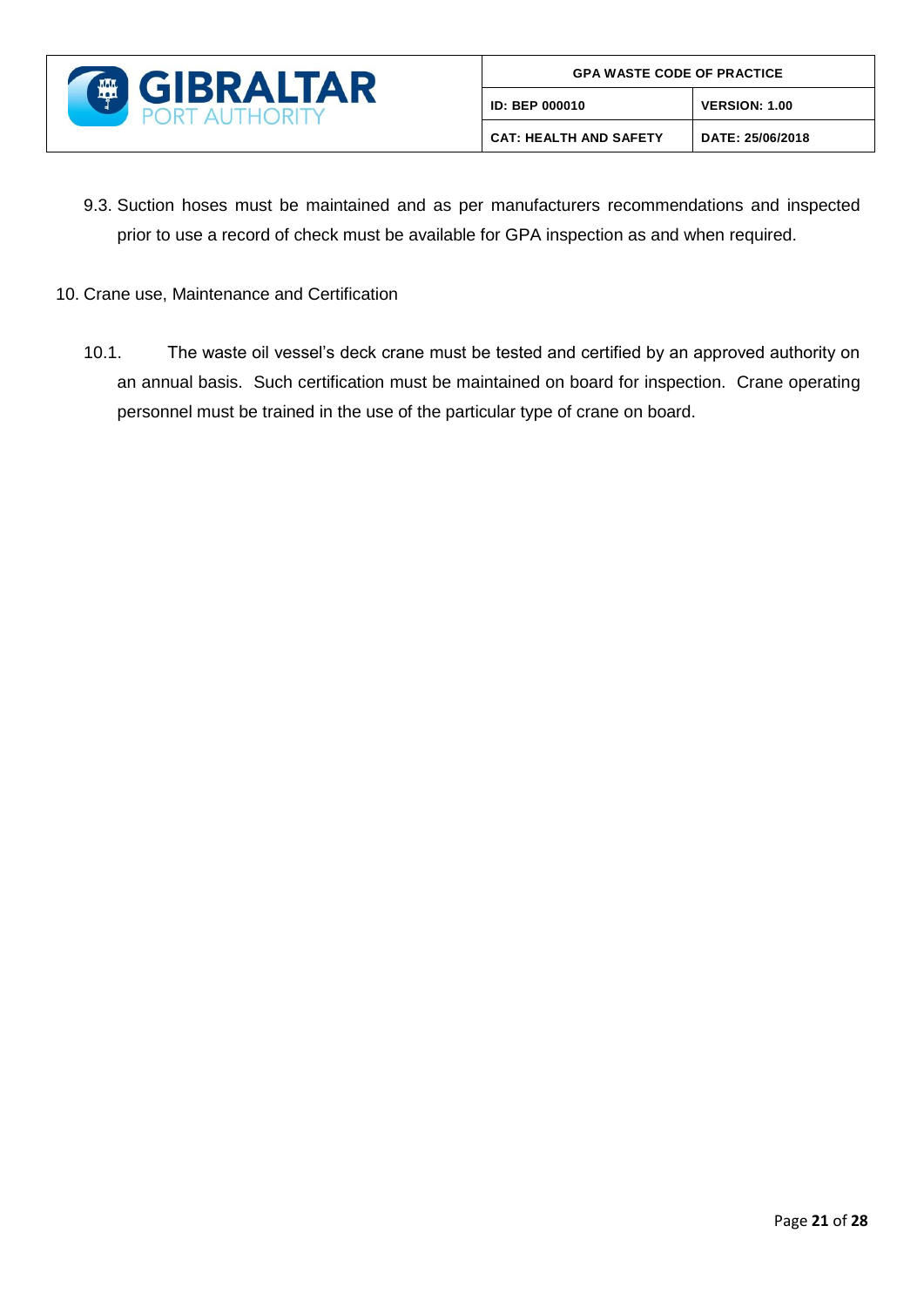9.3. Suction hoses must be maintained and as per manufacturers recommendations and inspected prior to use a record of check must be available for GPA inspection as and when required.

10. Crane use, Maintenance and Certification

10.1. The waste oil vessel's deck crane must be tested and certified by an approved authority on an annual basis. Such certification must be maintained on board for inspection. Crane operating personnel must be trained in the use of the particular type of crane on board.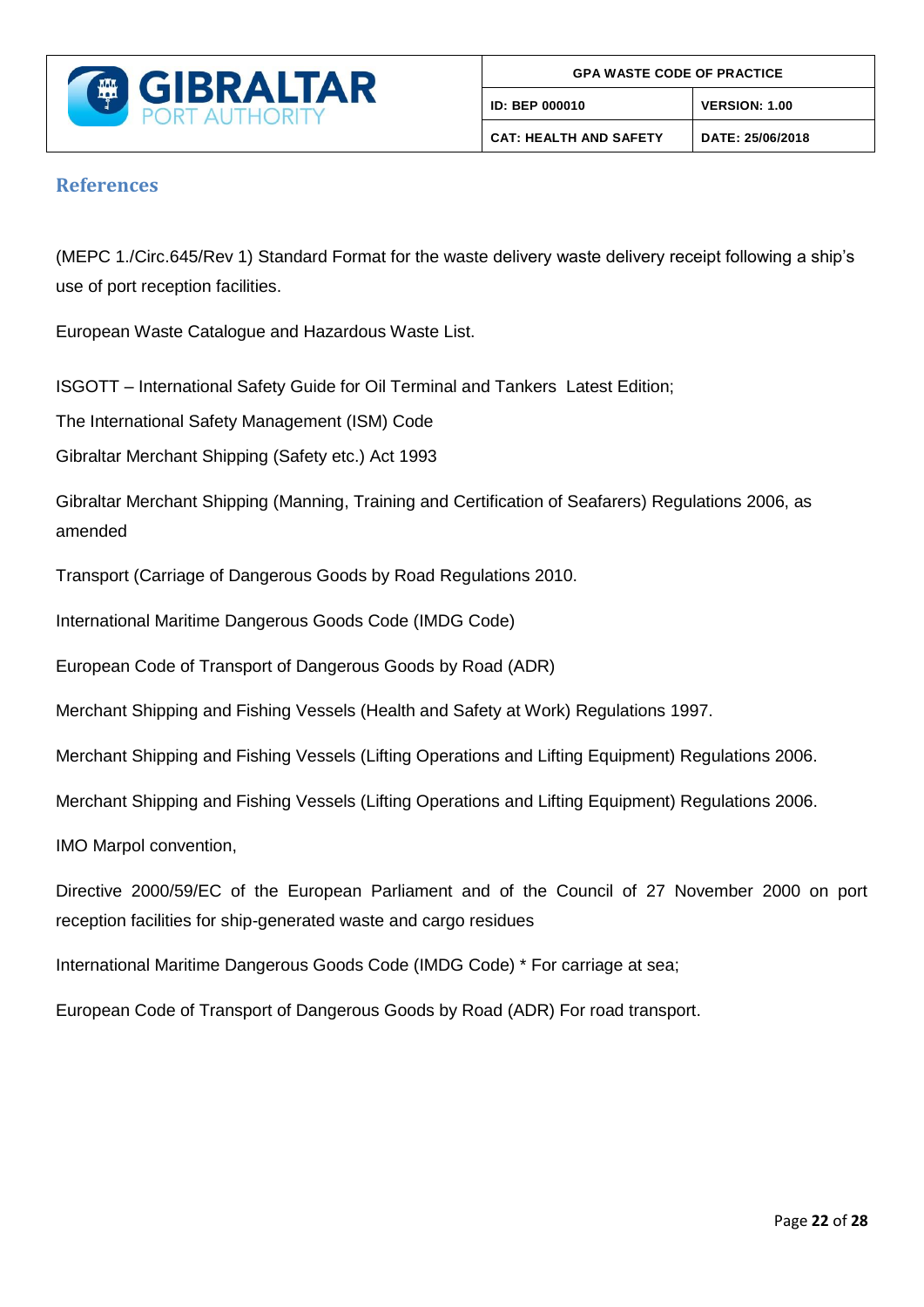## References

(MEPC 1./Circ.645/Rev 1) Standard Format for the waste delivery waste delivery receipt following a ship's use of port reception facilities.

European Waste Catalogue and Hazardous Waste List.

ISGOTT – International Safety Guide for Oil Terminal and Tankers Latest Edition;

The International Safety Management (ISM) Code

Gibraltar Merchant Shipping (Safety etc.) Act 1993

Gibraltar Merchant Shipping (Manning, Training and Certification of Seafarers) Regulations 2006, as amended

Transport (Carriage of Dangerous Goods by Road Regulations 2010.

International Maritime Dangerous Goods Code (IMDG Code)

European Code of Transport of Dangerous Goods by Road (ADR)

Merchant Shipping and Fishing Vessels (Health and Safety at Work) Regulations 1997.

Merchant Shipping and Fishing Vessels (Lifting Operations and Lifting Equipment) Regulations 2006.

Merchant Shipping and Fishing Vessels (Lifting Operations and Lifting Equipment) Regulations 2006.

IMO Marpol convention,

Directive 2000/59/EC of the European Parliament and of the Council of 27 November 2000 on port reception facilities for ship-generated waste and cargo residues

International Maritime Dangerous Goods Code (IMDG Code) * For carriage at sea;

European Code of Transport of Dangerous Goods by Road (ADR) For road transport.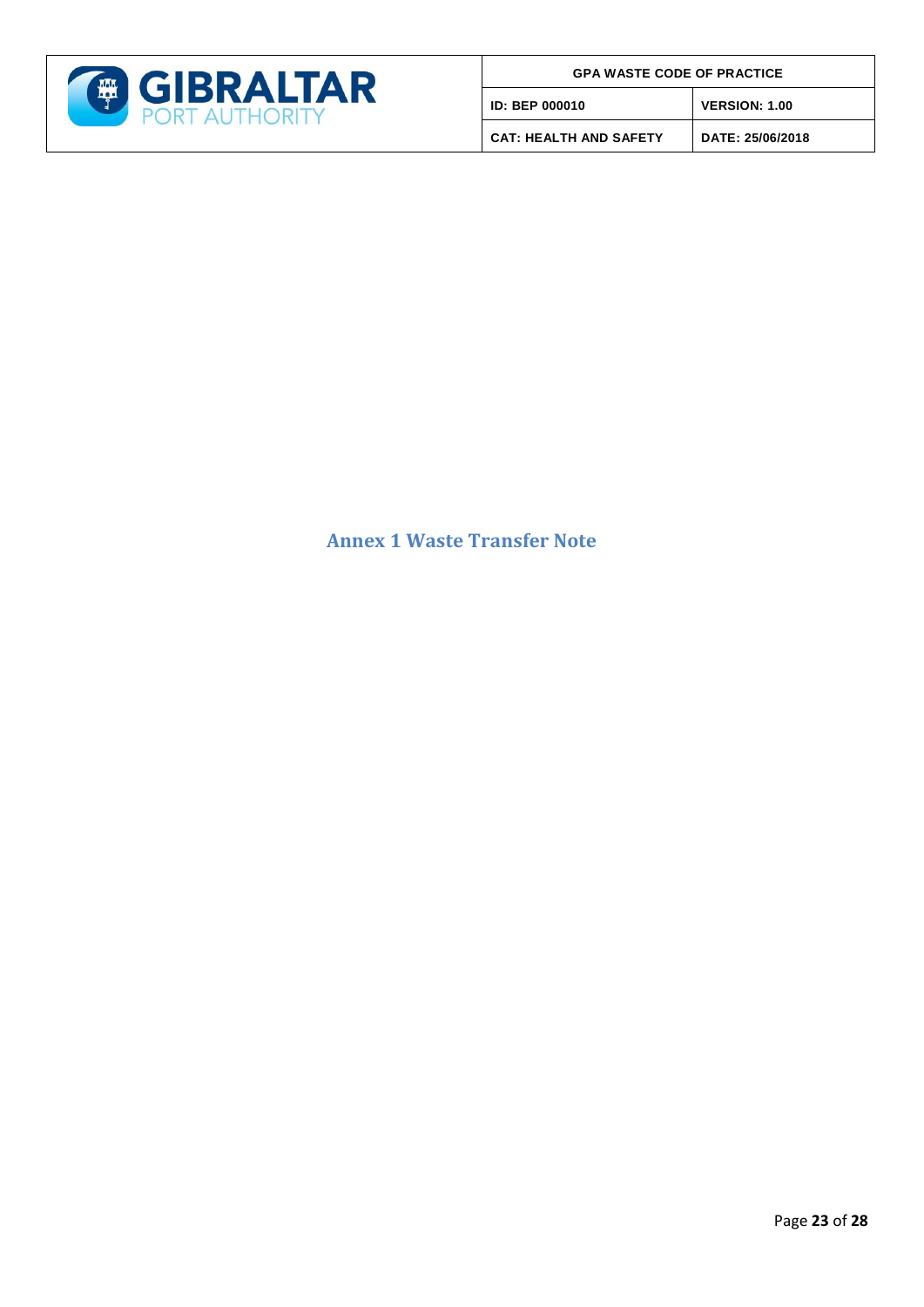# Annex 1 Waste Transfer Note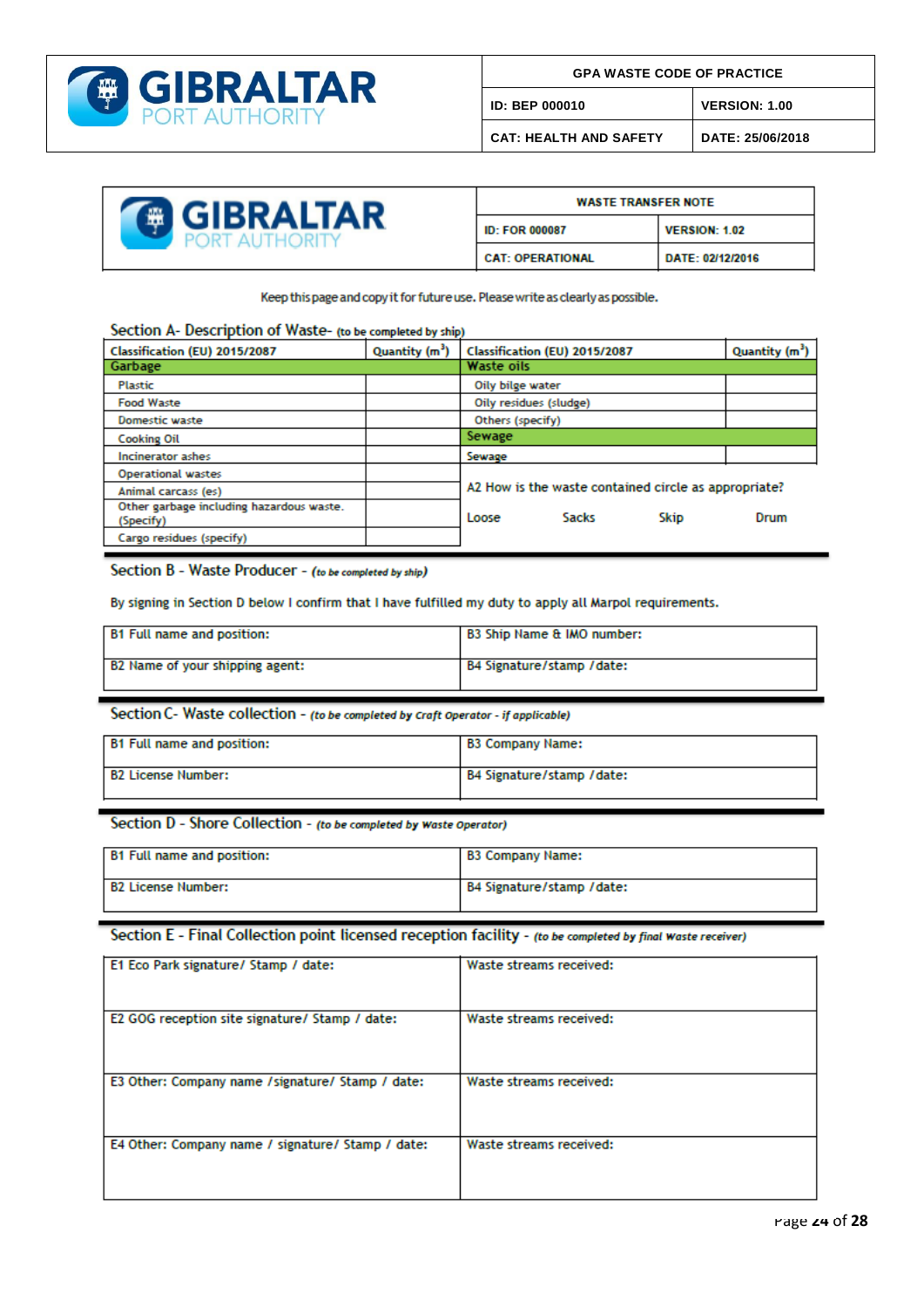| WASTE TRANSFER NOTE | |
|---|---|
| ID: FOR 000087 | VERSION: 1.02 |
| CAT: OPERATIONAL | DATE: 02/12/2016 |

Keep this page and copy it for future use. Please write as clearly as possible.

## Section A- Description of Waste- *(to be completed by ship)*

| Classification (EU) 2015/2087 | Quantity ($m^3$) | Classification (EU) 2015/2087 | Quantity ($m^3$) |
|---|---|---|---|
| **Garbage** | | **Waste oils** | |
| Plastic | | Oily bilge water | |
| Food Waste | | Oily residues (sludge) | |
| Domestic waste | | Others (specify) | |
| Cooking Oil | | **Sewage** | |
| Incinerator ashes | | Sewage | |
| Operational wastes | | A2 How is the waste contained circle as appropriate? | |
| Animal carcass (es) | | | |
| Other garbage including hazardous waste. (Specify) | | Loose    Sacks    Skip    Drum | |
| Cargo residues (specify) | | | |

## Section B - Waste Producer - *(to be completed by ship)*

By signing in Section D below I confirm that I have fulfilled my duty to apply all Marpol requirements.

| | |
|---|---|
| B1 Full name and position: | B3 Ship Name & IMO number: |
| B2 Name of your shipping agent: | B4 Signature/stamp /date: |

## Section C- Waste collection - *(to be completed by Craft Operator - if applicable)*

| | |
|---|---|
| B1 Full name and position: | B3 Company Name: |
| B2 License Number: | B4 Signature/stamp /date: |

## Section D - Shore Collection - *(to be completed by Waste Operator)*

| | |
|---|---|
| B1 Full name and position: | B3 Company Name: |
| B2 License Number: | B4 Signature/stamp /date: |

## Section E - Final Collection point licensed reception facility - *(to be completed by final Waste receiver)*

| | |
|---|---|
| E1 Eco Park signature/ Stamp / date: | Waste streams received: |
| E2 GOG reception site signature/ Stamp / date: | Waste streams received: |
| E3 Other: Company name /signature/ Stamp / date: | Waste streams received: |
| E4 Other: Company name / signature/ Stamp / date: | Waste streams received: |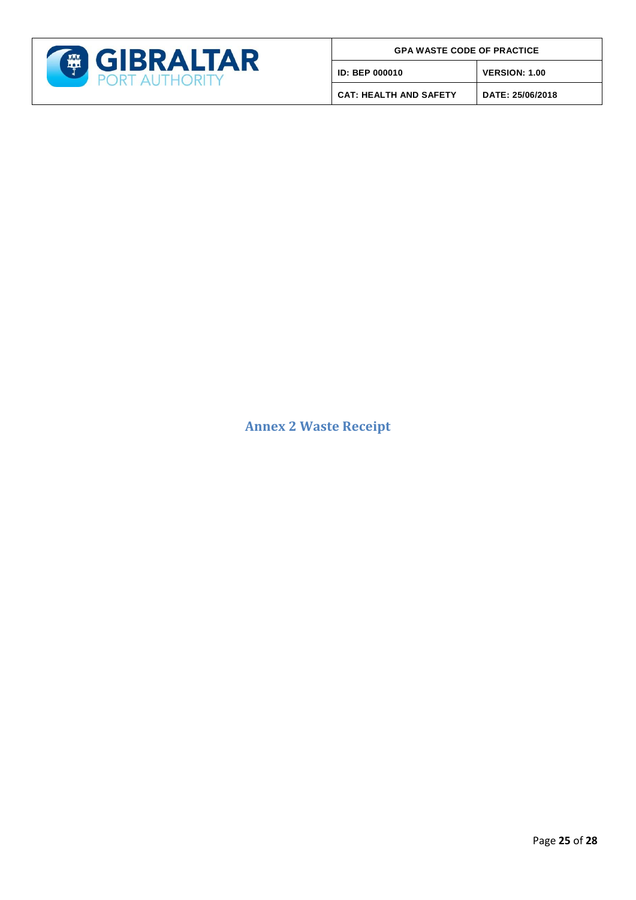# Annex 2 Waste Receipt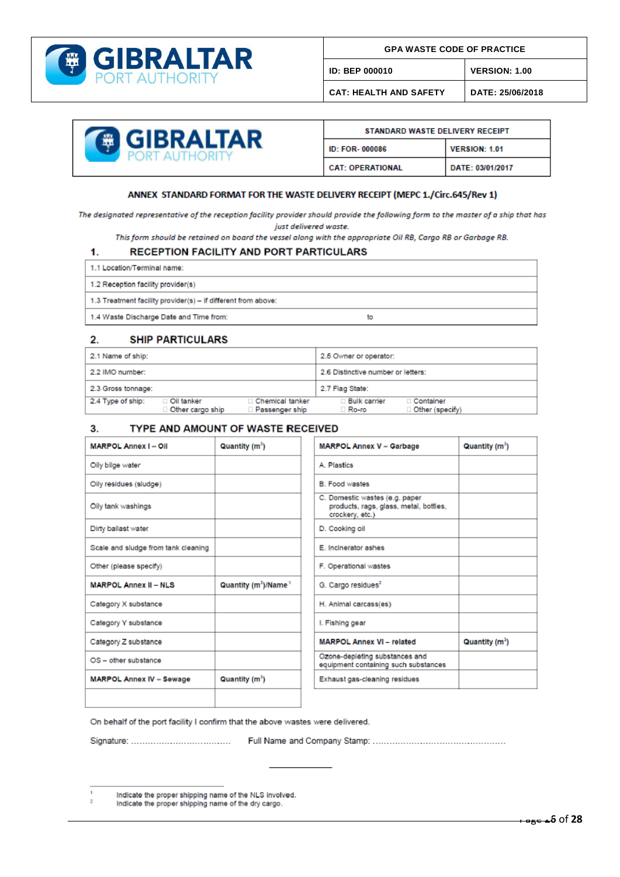| STANDARD WASTE DELIVERY RECEIPT | |
|---|---|
| ID: FOR- 000086 | VERSION: 1.01 |
| CAT: OPERATIONAL | DATE: 03/01/2017 |

**ANNEX STANDARD FORMAT FOR THE WASTE DELIVERY RECEIPT (MEPC 1./Circ.645/Rev 1)**

*The designated representative of the reception facility provider should provide the following form to the master of a ship that has just delivered waste.*

*This form should be retained on board the vessel along with the appropriate Oil RB, Cargo RB or Garbage RB.*

## 1. RECEPTION FACILITY AND PORT PARTICULARS

| |
|---|
| 1.1 Location/Terminal name: |
| 1.2 Reception facility provider(s) |
| 1.3 Treatment facility provider(s) – if different from above: |
| 1.4 Waste Discharge Date and Time from: to |

## 2. SHIP PARTICULARS

| | |
|---|---|
| 2.1 Name of ship: | 2.5 Owner or operator: |
| 2.2 IMO number: | 2.6 Distinctive number or letters: |
| 2.3 Gross tonnage: | 2.7 Flag State: |
| 2.4 Type of ship: ☐ Oil tanker ☐ Other cargo ship ☐ Chemical tanker ☐ Passenger ship | ☐ Bulk carrier ☐ Ro-ro ☐ Container ☐ Other (specify) |

## 3. TYPE AND AMOUNT OF WASTE RECEIVED

| MARPOL Annex I – Oil | Quantity ($m^3$) |
|---|---|
| Oily bilge water | |
| Oily residues (sludge) | |
| Oily tank washings | |
| Dirty ballast water | |
| Scale and sludge from tank cleaning | |
| Other (please specify) | |
| **MARPOL Annex II – NLS** | **Quantity ($m^3$)/Name [1]** |
| Category X substance | |
| Category Y substance | |
| Category Z substance | |
| OS – other substance | |
| **MARPOL Annex IV – Sewage** | **Quantity ($m^3$)** |
| | |

| MARPOL Annex V – Garbage | Quantity ($m^3$) |
|---|---|
| A. Plastics | |
| B. Food wastes | |
| C. Domestic wastes (e.g. paper products, rags, glass, metal, bottles, crockery, etc.) | |
| D. Cooking oil | |
| E. Incinerator ashes | |
| F. Operational wastes | |
| G. Cargo residues [2] | |
| H. Animal carcass(es) | |
| I. Fishing gear | |
| **MARPOL Annex VI – related** | **Quantity ($m^3$)** |
| Ozone-depleting substances and equipment containing such substances | |
| Exhaust gas-cleaning residues | |

On behalf of the port facility I confirm that the above wastes were delivered.

Signature: ……………………………… Full Name and Company Stamp: …………………………………………

[1] Indicate the proper shipping name of the NLS involved.
[2] Indicate the proper shipping name of the dry cargo.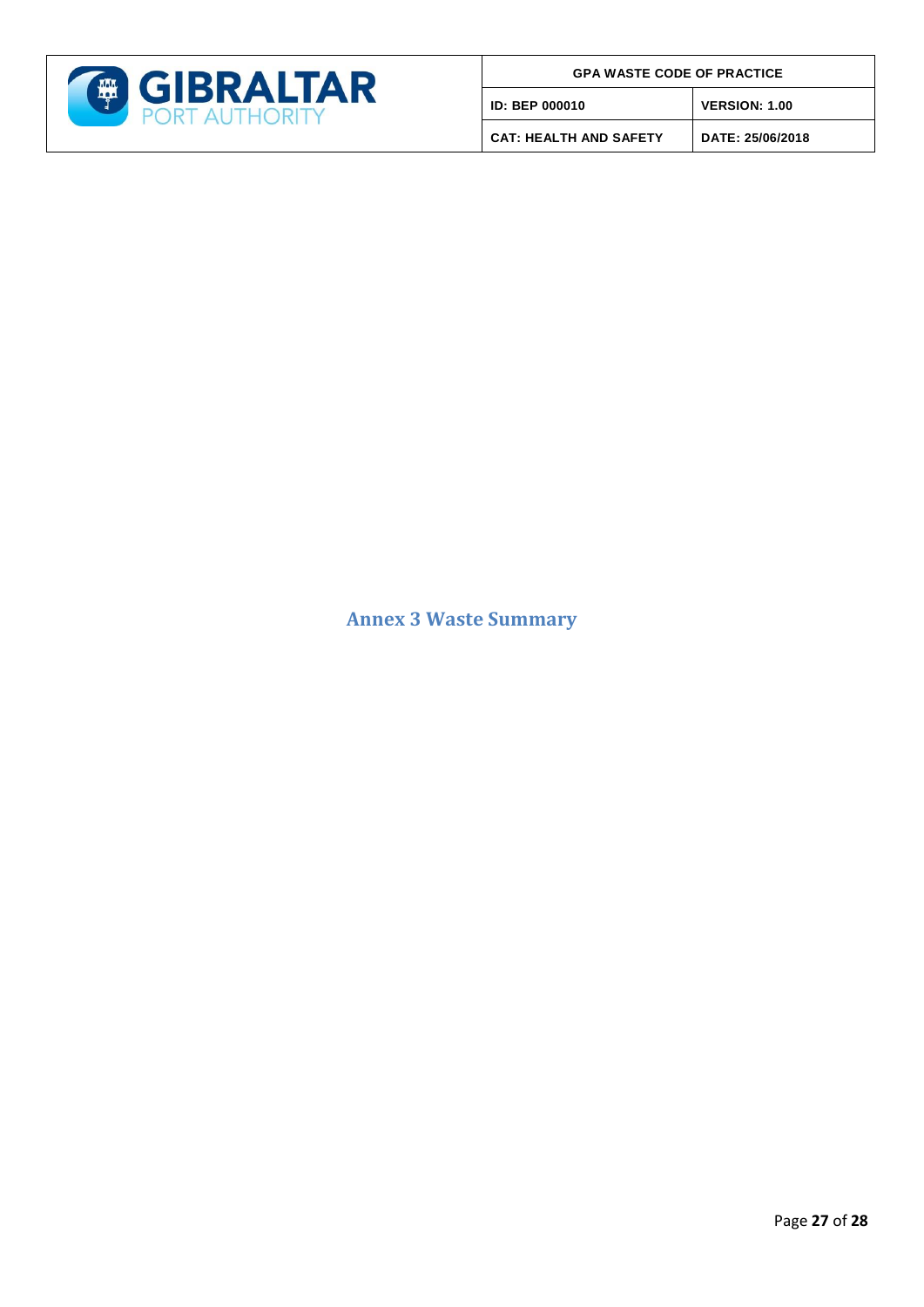# Annex 3 Waste Summary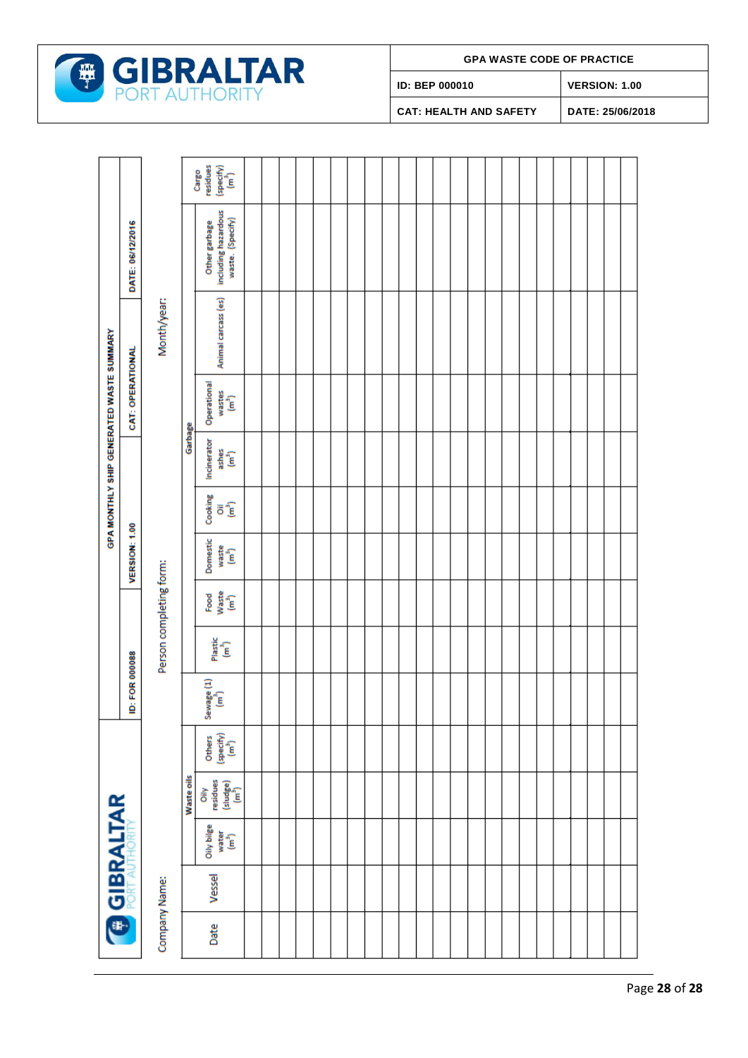# GPA MONTHLY SHIP GENERATED WASTE SUMMARY

ID: FOR 000088 | VERSION: 1.00 | CAT: OPERATIONAL | DATE: 06/12/2016

Company Name:

Person completing form:

Month/year:

| Date | Vessel | Waste oils | | | Sewage (1) ($m^3$) | Garbage | | | | | | | | Cargo residues (specify) ($m^3$) |
|---|---|---|---|---|---|---|---|---|---|---|---|---|---|---|
| | | Oily bilge water ($m^3$) | Oily residues (sludge) ($m^3$) | Others (specify) ($m^3$) | | Plastic ($m^3$) | Food Waste ($m^3$) | Domestic waste ($m^3$) | Cooking Oil ($m^3$) | Incinerator ashes ($m^3$) | Operational wastes ($m^3$) | Animal carcass (es) | Other garbage including hazardous waste. (Specify) | |
| | | | | | | | | | | | | | | |
| | | | | | | | | | | | | | | |
| | | | | | | | | | | | | | | |
| | | | | | | | | | | | | | | |
| | | | | | | | | | | | | | | |
| | | | | | | | | | | | | | | |
| | | | | | | | | | | | | | | |
| | | | | | | | | | | | | | | |
| | | | | | | | | | | | | | | |
| | | | | | | | | | | | | | | |
| | | | | | | | | | | | | | | |
| | | | | | | | | | | | | | | |
| | | | | | | | | | | | | | | |
| | | | | | | | | | | | | | | |
| | | | | | | | | | | | | | | |
| | | | | | | | | | | | | | | |
| | | | | | | | | | | | | | | |
| | | | | | | | | | | | | | | |
| | | | | | | | | | | | | | | |
| | | | | | | | | | | | | | | |
| | | | | | | | | | | | | | | |
| | | | | | | | | | | | | | | |
| | | | | | | | | | | | | | | |